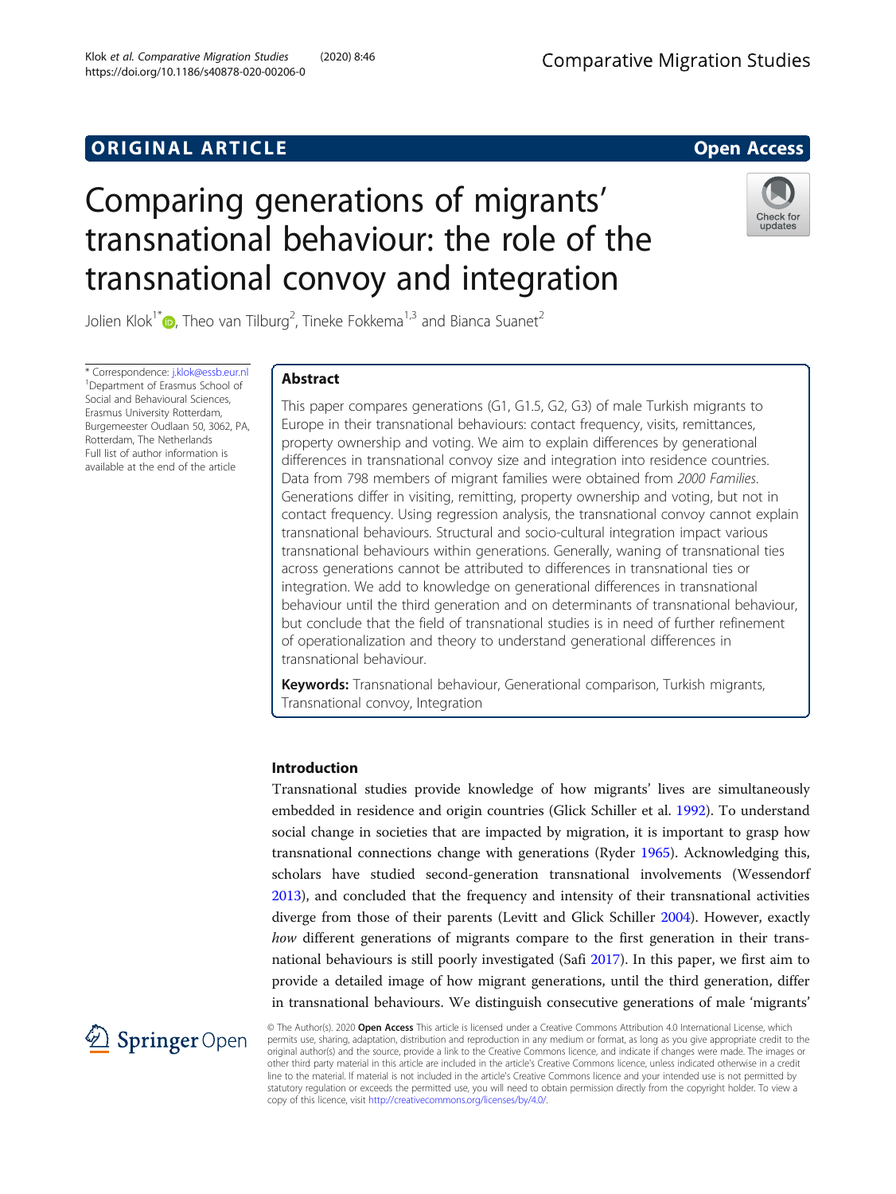ORIGINAL ARTICLE

Open Access

# Comparing generations of migrants' transnational behaviour: the role of the transnational convoy and integration

Jolien Klok[1*], Theo van Tilburg[2], Tineke Fokkema[1,3] and Bianca Suanet[2]

\* Correspondence: j.klok@essb.eur.nl
[1]Department of Erasmus School of Social and Behavioural Sciences, Erasmus University Rotterdam, Burgemeester Oudlaan 50, 3062, PA, Rotterdam, The Netherlands
Full list of author information is available at the end of the article

## Abstract

This paper compares generations (G1, G1.5, G2, G3) of male Turkish migrants to Europe in their transnational behaviours: contact frequency, visits, remittances, property ownership and voting. We aim to explain differences by generational differences in transnational convoy size and integration into residence countries. Data from 798 members of migrant families were obtained from *2000 Families*. Generations differ in visiting, remitting, property ownership and voting, but not in contact frequency. Using regression analysis, the transnational convoy cannot explain transnational behaviours. Structural and socio-cultural integration impact various transnational behaviours within generations. Generally, waning of transnational ties across generations cannot be attributed to differences in transnational ties or integration. We add to knowledge on generational differences in transnational behaviour until the third generation and on determinants of transnational behaviour, but conclude that the field of transnational studies is in need of further refinement of operationalization and theory to understand generational differences in transnational behaviour.

**Keywords:** Transnational behaviour, Generational comparison, Turkish migrants, Transnational convoy, Integration

## Introduction

Transnational studies provide knowledge of how migrants' lives are simultaneously embedded in residence and origin countries (Glick Schiller et al. 1992). To understand social change in societies that are impacted by migration, it is important to grasp how transnational connections change with generations (Ryder 1965). Acknowledging this, scholars have studied second-generation transnational involvements (Wessendorf 2013), and concluded that the frequency and intensity of their transnational activities diverge from those of their parents (Levitt and Glick Schiller 2004). However, exactly *how* different generations of migrants compare to the first generation in their transnational behaviours is still poorly investigated (Safi 2017). In this paper, we first aim to provide a detailed image of how migrant generations, until the third generation, differ in transnational behaviours. We distinguish consecutive generations of male 'migrants'

© The Author(s). 2020 **Open Access** This article is licensed under a Creative Commons Attribution 4.0 International License, which permits use, sharing, adaptation, distribution and reproduction in any medium or format, as long as you give appropriate credit to the original author(s) and the source, provide a link to the Creative Commons licence, and indicate if changes were made. The images or other third party material in this article are included in the article's Creative Commons licence, unless indicated otherwise in a credit line to the material. If material is not included in the article's Creative Commons licence and your intended use is not permitted by statutory regulation or exceeds the permitted use, you will need to obtain permission directly from the copyright holder. To view a copy of this licence, visit http://creativecommons.org/licenses/by/4.0/.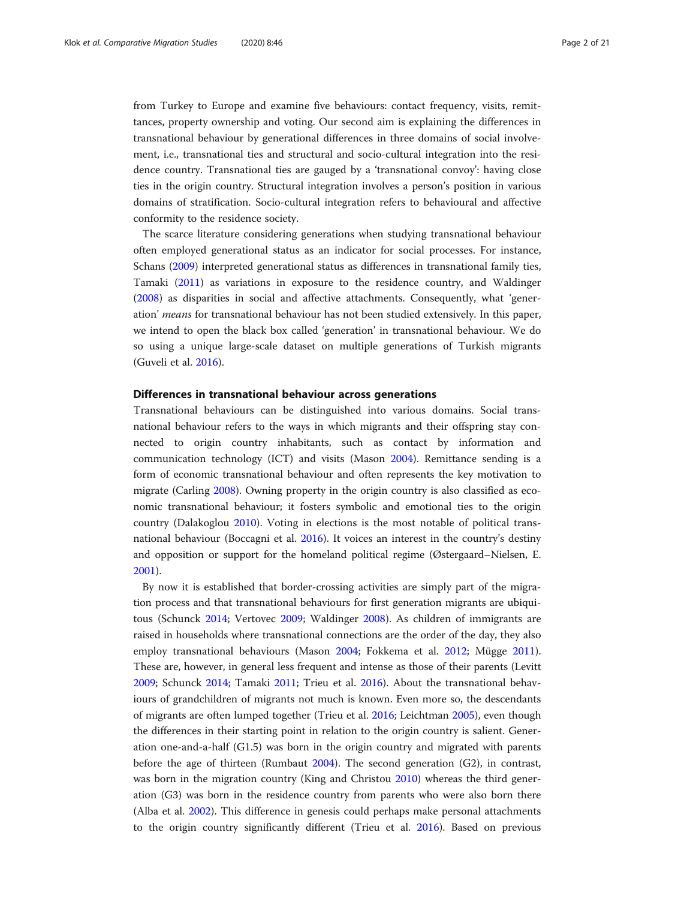from Turkey to Europe and examine five behaviours: contact frequency, visits, remittances, property ownership and voting. Our second aim is explaining the differences in transnational behaviour by generational differences in three domains of social involvement, i.e., transnational ties and structural and socio-cultural integration into the residence country. Transnational ties are gauged by a 'transnational convoy': having close ties in the origin country. Structural integration involves a person's position in various domains of stratification. Socio-cultural integration refers to behavioural and affective conformity to the residence society.

The scarce literature considering generations when studying transnational behaviour often employed generational status as an indicator for social processes. For instance, Schans (2009) interpreted generational status as differences in transnational family ties, Tamaki (2011) as variations in exposure to the residence country, and Waldinger (2008) as disparities in social and affective attachments. Consequently, what 'generation' *means* for transnational behaviour has not been studied extensively. In this paper, we intend to open the black box called 'generation' in transnational behaviour. We do so using a unique large-scale dataset on multiple generations of Turkish migrants (Guveli et al. 2016).

## Differences in transnational behaviour across generations

Transnational behaviours can be distinguished into various domains. Social transnational behaviour refers to the ways in which migrants and their offspring stay connected to origin country inhabitants, such as contact by information and communication technology (ICT) and visits (Mason 2004). Remittance sending is a form of economic transnational behaviour and often represents the key motivation to migrate (Carling 2008). Owning property in the origin country is also classified as economic transnational behaviour; it fosters symbolic and emotional ties to the origin country (Dalakoglou 2010). Voting in elections is the most notable of political transnational behaviour (Boccagni et al. 2016). It voices an interest in the country's destiny and opposition or support for the homeland political regime (Østergaard–Nielsen, E. 2001).

By now it is established that border-crossing activities are simply part of the migration process and that transnational behaviours for first generation migrants are ubiquitous (Schunck 2014; Vertovec 2009; Waldinger 2008). As children of immigrants are raised in households where transnational connections are the order of the day, they also employ transnational behaviours (Mason 2004; Fokkema et al. 2012; Mügge 2011). These are, however, in general less frequent and intense as those of their parents (Levitt 2009; Schunck 2014; Tamaki 2011; Trieu et al. 2016). About the transnational behaviours of grandchildren of migrants not much is known. Even more so, the descendants of migrants are often lumped together (Trieu et al. 2016; Leichtman 2005), even though the differences in their starting point in relation to the origin country is salient. Generation one-and-a-half (G1.5) was born in the origin country and migrated with parents before the age of thirteen (Rumbaut 2004). The second generation (G2), in contrast, was born in the migration country (King and Christou 2010) whereas the third generation (G3) was born in the residence country from parents who were also born there (Alba et al. 2002). This difference in genesis could perhaps make personal attachments to the origin country significantly different (Trieu et al. 2016). Based on previous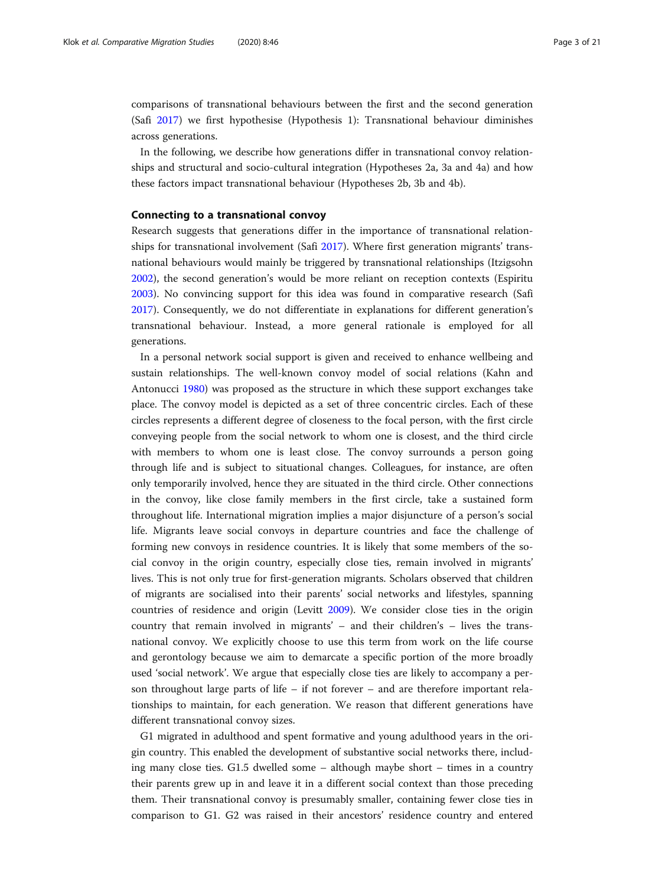comparisons of transnational behaviours between the first and the second generation (Safi 2017) we first hypothesise (Hypothesis 1): Transnational behaviour diminishes across generations.

In the following, we describe how generations differ in transnational convoy relationships and structural and socio-cultural integration (Hypotheses 2a, 3a and 4a) and how these factors impact transnational behaviour (Hypotheses 2b, 3b and 4b).

### Connecting to a transnational convoy

Research suggests that generations differ in the importance of transnational relationships for transnational involvement (Safi 2017). Where first generation migrants' transnational behaviours would mainly be triggered by transnational relationships (Itzigsohn 2002), the second generation's would be more reliant on reception contexts (Espiritu 2003). No convincing support for this idea was found in comparative research (Safi 2017). Consequently, we do not differentiate in explanations for different generation's transnational behaviour. Instead, a more general rationale is employed for all generations.

In a personal network social support is given and received to enhance wellbeing and sustain relationships. The well-known convoy model of social relations (Kahn and Antonucci 1980) was proposed as the structure in which these support exchanges take place. The convoy model is depicted as a set of three concentric circles. Each of these circles represents a different degree of closeness to the focal person, with the first circle conveying people from the social network to whom one is closest, and the third circle with members to whom one is least close. The convoy surrounds a person going through life and is subject to situational changes. Colleagues, for instance, are often only temporarily involved, hence they are situated in the third circle. Other connections in the convoy, like close family members in the first circle, take a sustained form throughout life. International migration implies a major disjuncture of a person's social life. Migrants leave social convoys in departure countries and face the challenge of forming new convoys in residence countries. It is likely that some members of the social convoy in the origin country, especially close ties, remain involved in migrants' lives. This is not only true for first-generation migrants. Scholars observed that children of migrants are socialised into their parents' social networks and lifestyles, spanning countries of residence and origin (Levitt 2009). We consider close ties in the origin country that remain involved in migrants' – and their children's – lives the transnational convoy. We explicitly choose to use this term from work on the life course and gerontology because we aim to demarcate a specific portion of the more broadly used 'social network'. We argue that especially close ties are likely to accompany a person throughout large parts of life – if not forever – and are therefore important relationships to maintain, for each generation. We reason that different generations have different transnational convoy sizes.

G1 migrated in adulthood and spent formative and young adulthood years in the origin country. This enabled the development of substantive social networks there, including many close ties. G1.5 dwelled some – although maybe short – times in a country their parents grew up in and leave it in a different social context than those preceding them. Their transnational convoy is presumably smaller, containing fewer close ties in comparison to G1. G2 was raised in their ancestors' residence country and entered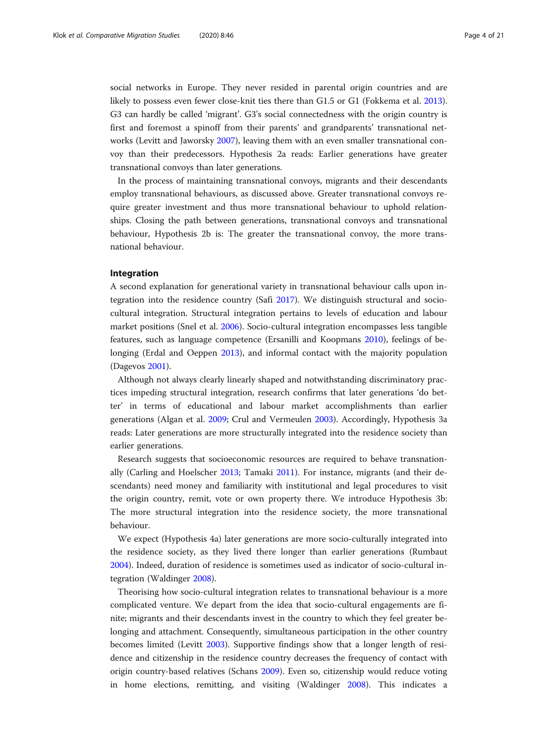social networks in Europe. They never resided in parental origin countries and are likely to possess even fewer close-knit ties there than G1.5 or G1 (Fokkema et al. 2013). G3 can hardly be called 'migrant'. G3's social connectedness with the origin country is first and foremost a spinoff from their parents' and grandparents' transnational networks (Levitt and Jaworsky 2007), leaving them with an even smaller transnational convoy than their predecessors. Hypothesis 2a reads: Earlier generations have greater transnational convoys than later generations.

In the process of maintaining transnational convoys, migrants and their descendants employ transnational behaviours, as discussed above. Greater transnational convoys require greater investment and thus more transnational behaviour to uphold relationships. Closing the path between generations, transnational convoys and transnational behaviour, Hypothesis 2b is: The greater the transnational convoy, the more transnational behaviour.

### Integration

A second explanation for generational variety in transnational behaviour calls upon integration into the residence country (Safi 2017). We distinguish structural and socio-cultural integration. Structural integration pertains to levels of education and labour market positions (Snel et al. 2006). Socio-cultural integration encompasses less tangible features, such as language competence (Ersanilli and Koopmans 2010), feelings of belonging (Erdal and Oeppen 2013), and informal contact with the majority population (Dagevos 2001).

Although not always clearly linearly shaped and notwithstanding discriminatory practices impeding structural integration, research confirms that later generations 'do better' in terms of educational and labour market accomplishments than earlier generations (Algan et al. 2009; Crul and Vermeulen 2003). Accordingly, Hypothesis 3a reads: Later generations are more structurally integrated into the residence society than earlier generations.

Research suggests that socioeconomic resources are required to behave transnationally (Carling and Hoelscher 2013; Tamaki 2011). For instance, migrants (and their descendants) need money and familiarity with institutional and legal procedures to visit the origin country, remit, vote or own property there. We introduce Hypothesis 3b: The more structural integration into the residence society, the more transnational behaviour.

We expect (Hypothesis 4a) later generations are more socio-culturally integrated into the residence society, as they lived there longer than earlier generations (Rumbaut 2004). Indeed, duration of residence is sometimes used as indicator of socio-cultural integration (Waldinger 2008).

Theorising how socio-cultural integration relates to transnational behaviour is a more complicated venture. We depart from the idea that socio-cultural engagements are finite; migrants and their descendants invest in the country to which they feel greater belonging and attachment. Consequently, simultaneous participation in the other country becomes limited (Levitt 2003). Supportive findings show that a longer length of residence and citizenship in the residence country decreases the frequency of contact with origin country-based relatives (Schans 2009). Even so, citizenship would reduce voting in home elections, remitting, and visiting (Waldinger 2008). This indicates a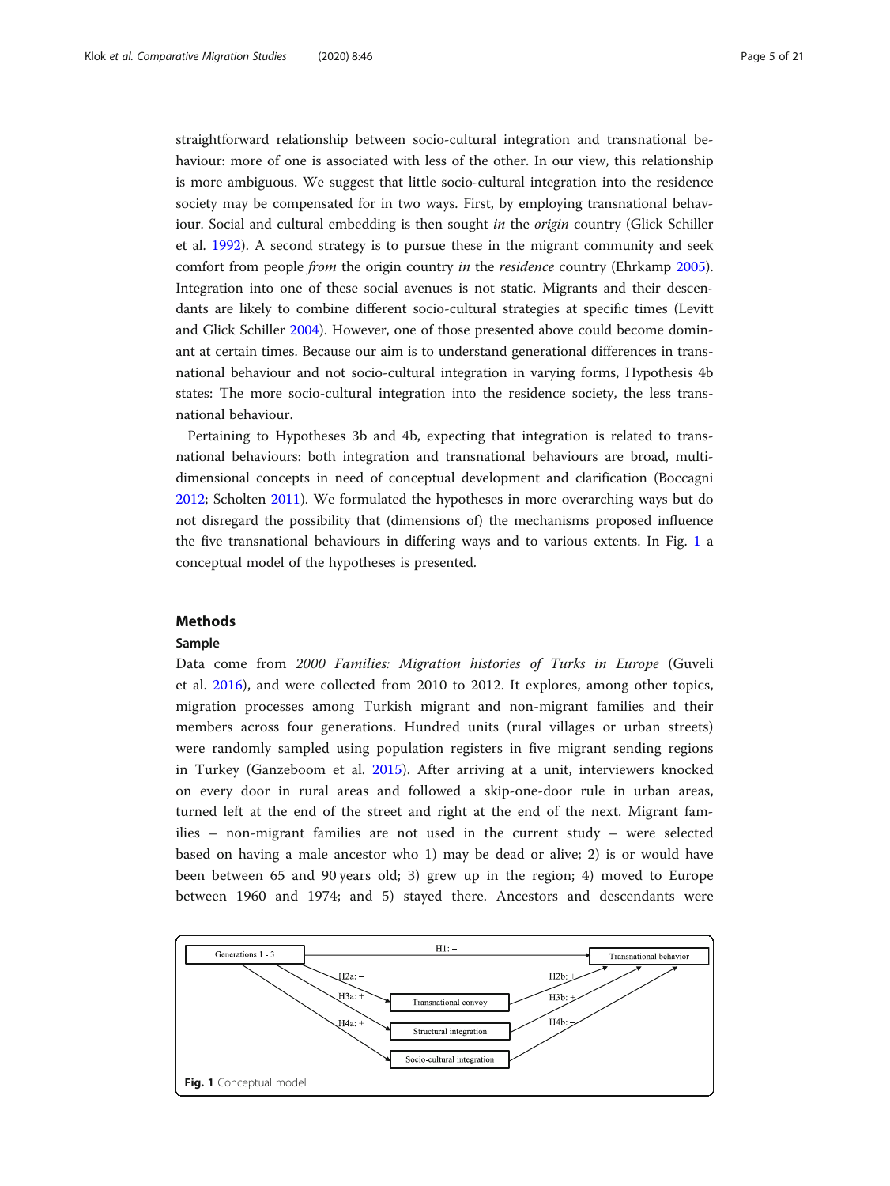straightforward relationship between socio-cultural integration and transnational behaviour: more of one is associated with less of the other. In our view, this relationship is more ambiguous. We suggest that little socio-cultural integration into the residence society may be compensated for in two ways. First, by employing transnational behaviour. Social and cultural embedding is then sought *in* the *origin* country (Glick Schiller et al. 1992). A second strategy is to pursue these in the migrant community and seek comfort from people *from* the origin country *in* the *residence* country (Ehrkamp 2005). Integration into one of these social avenues is not static. Migrants and their descendants are likely to combine different socio-cultural strategies at specific times (Levitt and Glick Schiller 2004). However, one of those presented above could become dominant at certain times. Because our aim is to understand generational differences in transnational behaviour and not socio-cultural integration in varying forms, Hypothesis 4b states: The more socio-cultural integration into the residence society, the less transnational behaviour.

Pertaining to Hypotheses 3b and 4b, expecting that integration is related to transnational behaviours: both integration and transnational behaviours are broad, multi-dimensional concepts in need of conceptual development and clarification (Boccagni 2012; Scholten 2011). We formulated the hypotheses in more overarching ways but do not disregard the possibility that (dimensions of) the mechanisms proposed influence the five transnational behaviours in differing ways and to various extents. In Fig. 1 a conceptual model of the hypotheses is presented.

## Methods

### Sample

Data come from *2000 Families: Migration histories of Turks in Europe* (Guveli et al. 2016), and were collected from 2010 to 2012. It explores, among other topics, migration processes among Turkish migrant and non-migrant families and their members across four generations. Hundred units (rural villages or urban streets) were randomly sampled using population registers in five migrant sending regions in Turkey (Ganzeboom et al. 2015). After arriving at a unit, interviewers knocked on every door in rural areas and followed a skip-one-door rule in urban areas, turned left at the end of the street and right at the end of the next. Migrant families – non-migrant families are not used in the current study – were selected based on having a male ancestor who 1) may be dead or alive; 2) is or would have been between 65 and 90 years old; 3) grew up in the region; 4) moved to Europe between 1960 and 1974; and 5) stayed there. Ancestors and descendants were

Generations 1 - 3; H1: –; Transnational behavior; H2a: –; H3a: +; H4a: +; Transnational convoy; Structural integration; Socio-cultural integration; H2b: +; H3b: +; H4b: –

**Fig. 1** Conceptual model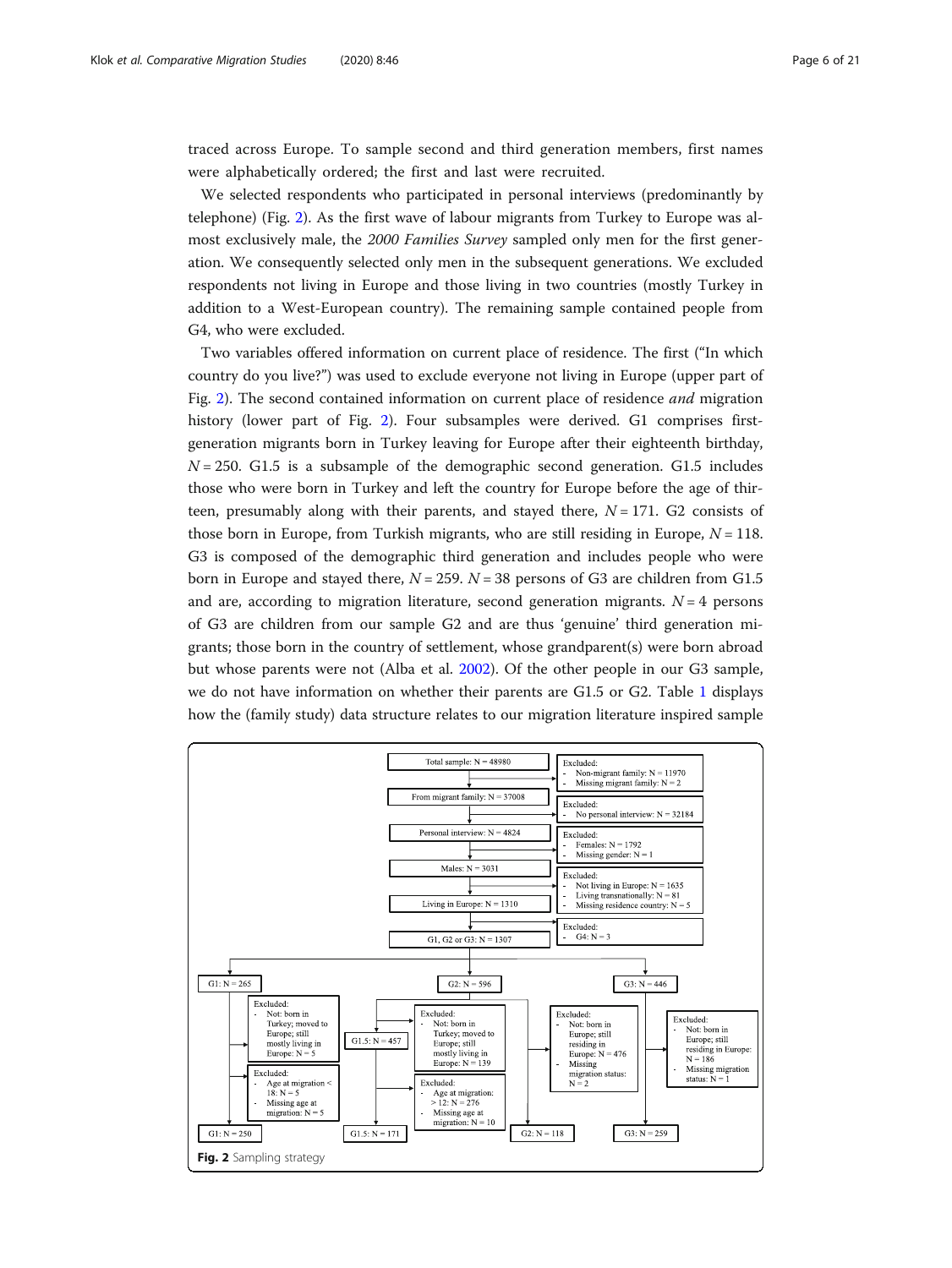traced across Europe. To sample second and third generation members, first names were alphabetically ordered; the first and last were recruited.

We selected respondents who participated in personal interviews (predominantly by telephone) (Fig. 2). As the first wave of labour migrants from Turkey to Europe was almost exclusively male, the *2000 Families Survey* sampled only men for the first generation. We consequently selected only men in the subsequent generations. We excluded respondents not living in Europe and those living in two countries (mostly Turkey in addition to a West-European country). The remaining sample contained people from G4, who were excluded.

Two variables offered information on current place of residence. The first ("In which country do you live?") was used to exclude everyone not living in Europe (upper part of Fig. 2). The second contained information on current place of residence *and* migration history (lower part of Fig. 2). Four subsamples were derived. G1 comprises first-generation migrants born in Turkey leaving for Europe after their eighteenth birthday, $N = 250$. G1.5 is a subsample of the demographic second generation. G1.5 includes those who were born in Turkey and left the country for Europe before the age of thirteen, presumably along with their parents, and stayed there, $N = 171$. G2 consists of those born in Europe, from Turkish migrants, who are still residing in Europe, $N = 118$. G3 is composed of the demographic third generation and includes people who were born in Europe and stayed there, $N = 259$. $N = 38$ persons of G3 are children from G1.5 and are, according to migration literature, second generation migrants. $N = 4$ persons of G3 are children from our sample G2 and are thus 'genuine' third generation migrants; those born in the country of settlement, whose grandparent(s) were born abroad but whose parents were not (Alba et al. 2002). Of the other people in our G3 sample, we do not have information on whether their parents are G1.5 or G2. Table 1 displays how the (family study) data structure relates to our migration literature inspired sample

**Fig. 2** Sampling strategy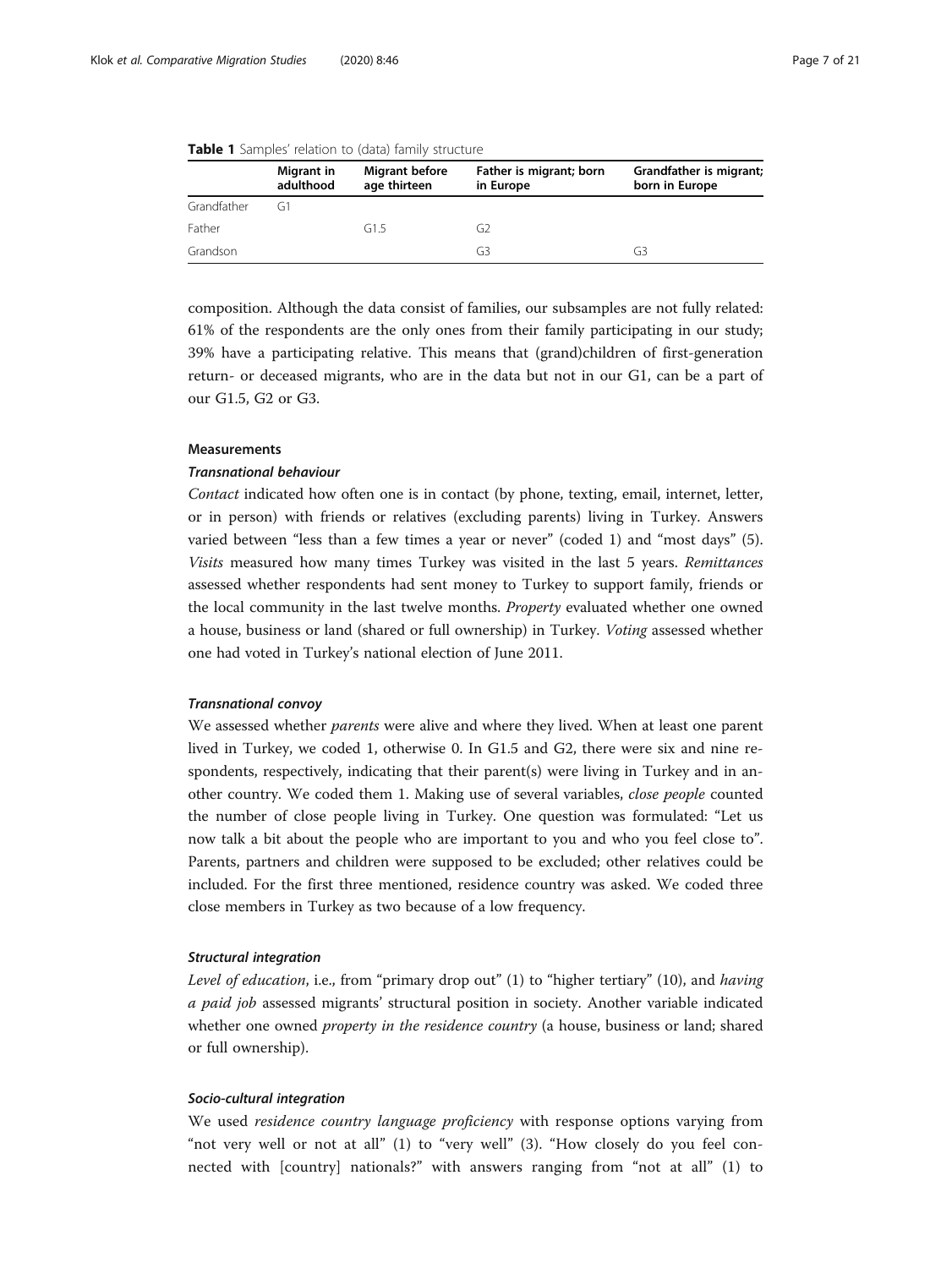**Table 1** Samples' relation to (data) family structure

| | Migrant in adulthood | Migrant before age thirteen | Father is migrant; born in Europe | Grandfather is migrant; born in Europe |
|---|---|---|---|---|
| Grandfather | G1 | | | |
| Father | | G1.5 | G2 | |
| Grandson | | | G3 | G3 |

composition. Although the data consist of families, our subsamples are not fully related: 61% of the respondents are the only ones from their family participating in our study; 39% have a participating relative. This means that (grand)children of first-generation return- or deceased migrants, who are in the data but not in our G1, can be a part of our G1.5, G2 or G3.

### Measurements

#### *Transnational behaviour*

*Contact* indicated how often one is in contact (by phone, texting, email, internet, letter, or in person) with friends or relatives (excluding parents) living in Turkey. Answers varied between "less than a few times a year or never" (coded 1) and "most days" (5). *Visits* measured how many times Turkey was visited in the last 5 years. *Remittances* assessed whether respondents had sent money to Turkey to support family, friends or the local community in the last twelve months. *Property* evaluated whether one owned a house, business or land (shared or full ownership) in Turkey. *Voting* assessed whether one had voted in Turkey's national election of June 2011.

#### *Transnational convoy*

We assessed whether *parents* were alive and where they lived. When at least one parent lived in Turkey, we coded 1, otherwise 0. In G1.5 and G2, there were six and nine respondents, respectively, indicating that their parent(s) were living in Turkey and in another country. We coded them 1. Making use of several variables, *close people* counted the number of close people living in Turkey. One question was formulated: "Let us now talk a bit about the people who are important to you and who you feel close to". Parents, partners and children were supposed to be excluded; other relatives could be included. For the first three mentioned, residence country was asked. We coded three close members in Turkey as two because of a low frequency.

#### *Structural integration*

*Level of education*, i.e., from "primary drop out" (1) to "higher tertiary" (10), and *having a paid job* assessed migrants' structural position in society. Another variable indicated whether one owned *property in the residence country* (a house, business or land; shared or full ownership).

#### *Socio-cultural integration*

We used *residence country language proficiency* with response options varying from "not very well or not at all" (1) to "very well" (3). "How closely do you feel connected with [country] nationals?" with answers ranging from "not at all" (1) to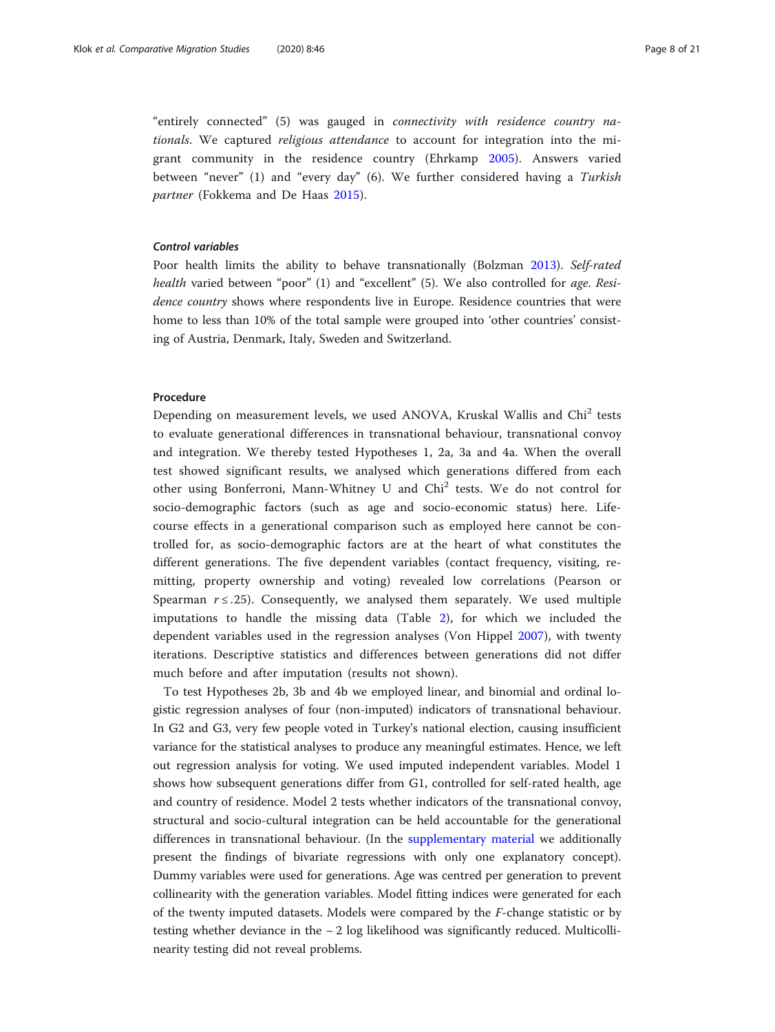"entirely connected" (5) was gauged in *connectivity with residence country nationals*. We captured *religious attendance* to account for integration into the migrant community in the residence country (Ehrkamp 2005). Answers varied between "never" (1) and "every day" (6). We further considered having a *Turkish partner* (Fokkema and De Haas 2015).

#### *Control variables*

Poor health limits the ability to behave transnationally (Bolzman 2013). *Self-rated health* varied between "poor" (1) and "excellent" (5). We also controlled for *age*. *Residence country* shows where respondents live in Europe. Residence countries that were home to less than 10% of the total sample were grouped into 'other countries' consisting of Austria, Denmark, Italy, Sweden and Switzerland.

### Procedure

Depending on measurement levels, we used ANOVA, Kruskal Wallis and Chi$^2$ tests to evaluate generational differences in transnational behaviour, transnational convoy and integration. We thereby tested Hypotheses 1, 2a, 3a and 4a. When the overall test showed significant results, we analysed which generations differed from each other using Bonferroni, Mann-Whitney U and Chi$^2$ tests. We do not control for socio-demographic factors (such as age and socio-economic status) here. Life-course effects in a generational comparison such as employed here cannot be controlled for, as socio-demographic factors are at the heart of what constitutes the different generations. The five dependent variables (contact frequency, visiting, remitting, property ownership and voting) revealed low correlations (Pearson or Spearman $r \leq .25$). Consequently, we analysed them separately. We used multiple imputations to handle the missing data (Table 2), for which we included the dependent variables used in the regression analyses (Von Hippel 2007), with twenty iterations. Descriptive statistics and differences between generations did not differ much before and after imputation (results not shown).

To test Hypotheses 2b, 3b and 4b we employed linear, and binomial and ordinal logistic regression analyses of four (non-imputed) indicators of transnational behaviour. In G2 and G3, very few people voted in Turkey's national election, causing insufficient variance for the statistical analyses to produce any meaningful estimates. Hence, we left out regression analysis for voting. We used imputed independent variables. Model 1 shows how subsequent generations differ from G1, controlled for self-rated health, age and country of residence. Model 2 tests whether indicators of the transnational convoy, structural and socio-cultural integration can be held accountable for the generational differences in transnational behaviour. (In the supplementary material we additionally present the findings of bivariate regressions with only one explanatory concept). Dummy variables were used for generations. Age was centred per generation to prevent collinearity with the generation variables. Model fitting indices were generated for each of the twenty imputed datasets. Models were compared by the *F*-change statistic or by testing whether deviance in the − 2 log likelihood was significantly reduced. Multicollinearity testing did not reveal problems.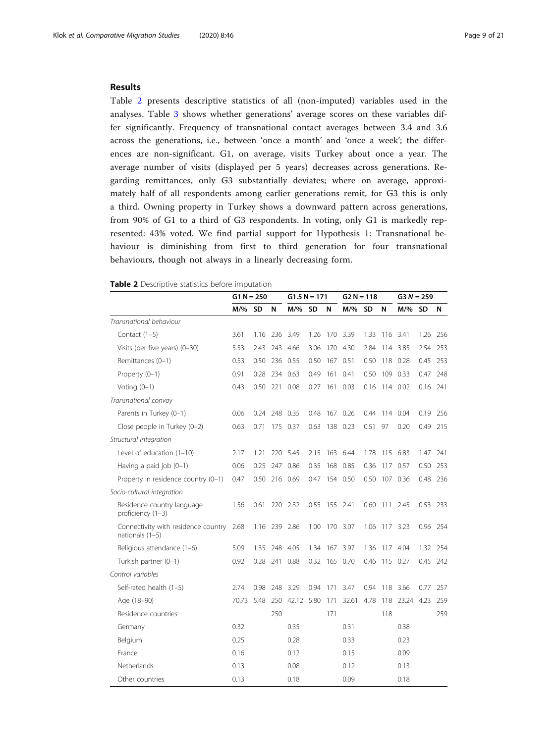## Results

Table 2 presents descriptive statistics of all (non-imputed) variables used in the analyses. Table 3 shows whether generations' average scores on these variables differ significantly. Frequency of transnational contact averages between 3.4 and 3.6 across the generations, i.e., between 'once a month' and 'once a week'; the differences are non-significant. G1, on average, visits Turkey about once a year. The average number of visits (displayed per 5 years) decreases across generations. Regarding remittances, only G3 substantially deviates; where on average, approximately half of all respondents among earlier generations remit, for G3 this is only a third. Owning property in Turkey shows a downward pattern across generations, from 90% of G1 to a third of G3 respondents. In voting, only G1 is markedly represented: 43% voted. We find partial support for Hypothesis 1: Transnational behaviour is diminishing from first to third generation for four transnational behaviours, though not always in a linearly decreasing form.

**Table 2** Descriptive statistics before imputation

| | G1 N = 250 | | | G1.5 N = 171 | | | G2 N = 118 | | | G3 *N* = 259 | | |
|---|---|---|---|---|---|---|---|---|---|---|---|---|
| | M/% | SD | N | M/% | SD | N | M/% | SD | N | M/% | SD | N |
| *Transnational behaviour* | | | | | | | | | | | | |
| Contact (1–5) | 3.61 | 1.16 | 236 | 3.49 | 1.26 | 170 | 3.39 | 1.33 | 116 | 3.41 | 1.26 | 256 |
| Visits (per five years) (0–30) | 5.53 | 2.43 | 243 | 4.66 | 3.06 | 170 | 4.30 | 2.84 | 114 | 3.85 | 2.54 | 253 |
| Remittances (0–1) | 0.53 | 0.50 | 236 | 0.55 | 0.50 | 167 | 0.51 | 0.50 | 118 | 0.28 | 0.45 | 253 |
| Property (0–1) | 0.91 | 0.28 | 234 | 0.63 | 0.49 | 161 | 0.41 | 0.50 | 109 | 0.33 | 0.47 | 248 |
| Voting (0–1) | 0.43 | 0.50 | 221 | 0.08 | 0.27 | 161 | 0.03 | 0.16 | 114 | 0.02 | 0.16 | 241 |
| *Transnational convoy* | | | | | | | | | | | | |
| Parents in Turkey (0–1) | 0.06 | 0.24 | 248 | 0.35 | 0.48 | 167 | 0.26 | 0.44 | 114 | 0.04 | 0.19 | 256 |
| Close people in Turkey (0–2) | 0.63 | 0.71 | 175 | 0.37 | 0.63 | 138 | 0.23 | 0.51 | 97 | 0.20 | 0.49 | 215 |
| *Structural integration* | | | | | | | | | | | | |
| Level of education (1–10) | 2.17 | 1.21 | 220 | 5.45 | 2.15 | 163 | 6.44 | 1.78 | 115 | 6.83 | 1.47 | 241 |
| Having a paid job (0–1) | 0.06 | 0.25 | 247 | 0.86 | 0.35 | 168 | 0.85 | 0.36 | 117 | 0.57 | 0.50 | 253 |
| Property in residence country (0–1) | 0.47 | 0.50 | 216 | 0.69 | 0.47 | 154 | 0.50 | 0.50 | 107 | 0.36 | 0.48 | 236 |
| *Socio-cultural integration* | | | | | | | | | | | | |
| Residence country language proficiency (1–3) | 1.56 | 0.61 | 220 | 2.32 | 0.55 | 155 | 2.41 | 0.60 | 111 | 2.45 | 0.53 | 233 |
| Connectivity with residence country nationals (1–5) | 2.68 | 1.16 | 239 | 2.86 | 1.00 | 170 | 3.07 | 1.06 | 117 | 3.23 | 0.96 | 254 |
| Religious attendance (1–6) | 5.09 | 1.35 | 248 | 4.05 | 1.34 | 167 | 3.97 | 1.36 | 117 | 4.04 | 1.32 | 254 |
| Turkish partner (0–1) | 0.92 | 0.28 | 241 | 0.88 | 0.32 | 165 | 0.70 | 0.46 | 115 | 0.27 | 0.45 | 242 |
| *Control variables* | | | | | | | | | | | | |
| Self-rated health (1–5) | 2.74 | 0.98 | 248 | 3.29 | 0.94 | 171 | 3.47 | 0.94 | 118 | 3.66 | 0.77 | 257 |
| Age (18–90) | 70.73 | 5.48 | 250 | 42.12 | 5.80 | 171 | 32.61 | 4.78 | 118 | 23.24 | 4.23 | 259 |
| Residence countries | | | 250 | | | 171 | | | 118 | | | 259 |
| Germany | 0.32 | | | 0.35 | | | 0.31 | | | 0.38 | | |
| Belgium | 0.25 | | | 0.28 | | | 0.33 | | | 0.23 | | |
| France | 0.16 | | | 0.12 | | | 0.15 | | | 0.09 | | |
| Netherlands | 0.13 | | | 0.08 | | | 0.12 | | | 0.13 | | |
| Other countries | 0.13 | | | 0.18 | | | 0.09 | | | 0.18 | | |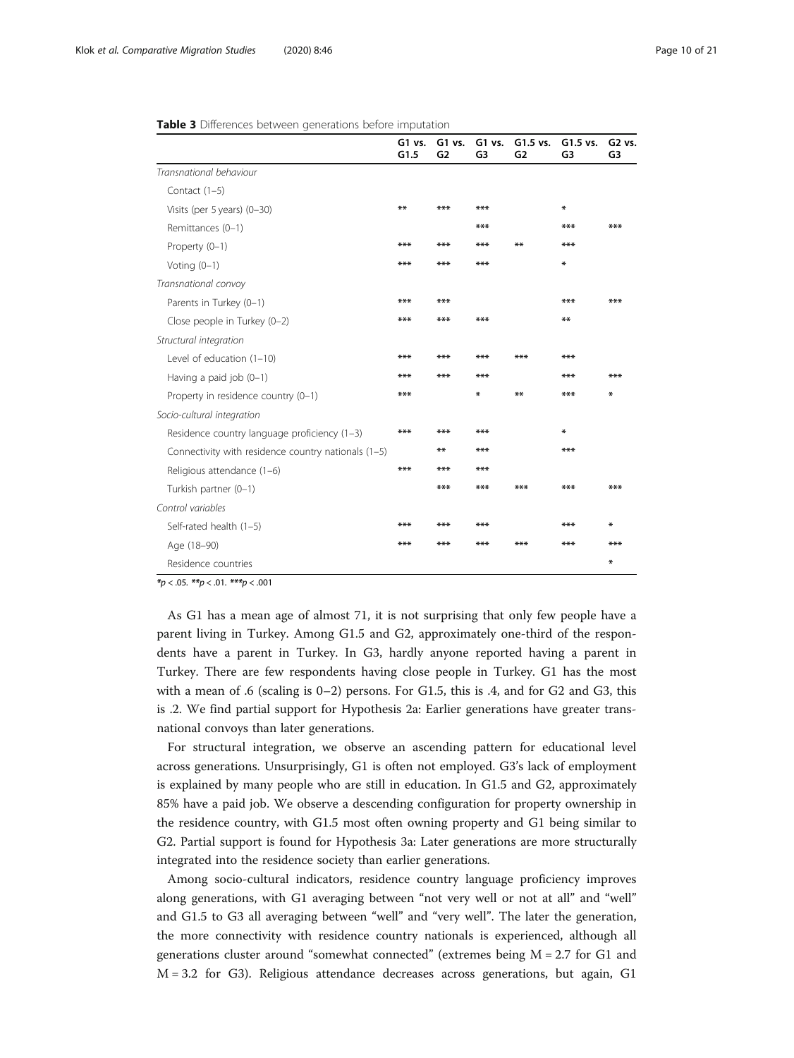**Table 3** Differences between generations before imputation

| | G1 vs. G1.5 | G1 vs. G2 | G1 vs. G3 | G1.5 vs. G2 | G1.5 vs. G3 | G2 vs. G3 |
|---|---|---|---|---|---|---|
| *Transnational behaviour* | | | | | | |
| Contact (1–5) | | | | | | |
| Visits (per 5 years) (0–30) | ** | *** | *** | | * | |
| Remittances (0–1) | | | *** | | *** | *** |
| Property (0–1) | *** | *** | *** | ** | *** | |
| Voting (0–1) | *** | *** | *** | | * | |
| *Transnational convoy* | | | | | | |
| Parents in Turkey (0–1) | *** | *** | | | *** | *** |
| Close people in Turkey (0–2) | *** | *** | *** | | ** | |
| *Structural integration* | | | | | | |
| Level of education (1–10) | *** | *** | *** | *** | *** | |
| Having a paid job (0–1) | *** | *** | *** | | *** | *** |
| Property in residence country (0–1) | *** | | * | ** | *** | * |
| *Socio-cultural integration* | | | | | | |
| Residence country language proficiency (1–3) | *** | *** | *** | | * | |
| Connectivity with residence country nationals (1–5) | | ** | *** | | *** | |
| Religious attendance (1–6) | *** | *** | *** | | | |
| Turkish partner (0–1) | | *** | *** | *** | *** | *** |
| *Control variables* | | | | | | |
| Self-rated health (1–5) | *** | *** | *** | | *** | * |
| Age (18–90) | *** | *** | *** | *** | *** | *** |
| Residence countries | | | | | | * |

*$p < .05$. **$p < .01$. ***$p < .001$

As G1 has a mean age of almost 71, it is not surprising that only few people have a parent living in Turkey. Among G1.5 and G2, approximately one-third of the respondents have a parent in Turkey. In G3, hardly anyone reported having a parent in Turkey. There are few respondents having close people in Turkey. G1 has the most with a mean of .6 (scaling is 0–2) persons. For G1.5, this is .4, and for G2 and G3, this is .2. We find partial support for Hypothesis 2a: Earlier generations have greater transnational convoys than later generations.

For structural integration, we observe an ascending pattern for educational level across generations. Unsurprisingly, G1 is often not employed. G3's lack of employment is explained by many people who are still in education. In G1.5 and G2, approximately 85% have a paid job. We observe a descending configuration for property ownership in the residence country, with G1.5 most often owning property and G1 being similar to G2. Partial support is found for Hypothesis 3a: Later generations are more structurally integrated into the residence society than earlier generations.

Among socio-cultural indicators, residence country language proficiency improves along generations, with G1 averaging between "not very well or not at all" and "well" and G1.5 to G3 all averaging between "well" and "very well". The later the generation, the more connectivity with residence country nationals is experienced, although all generations cluster around "somewhat connected" (extremes being $M = 2.7$ for G1 and $M = 3.2$ for G3). Religious attendance decreases across generations, but again, G1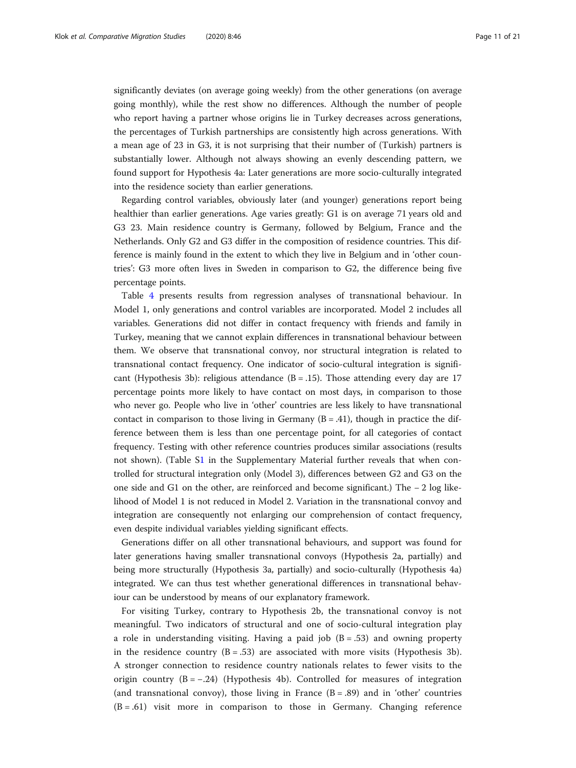significantly deviates (on average going weekly) from the other generations (on average going monthly), while the rest show no differences. Although the number of people who report having a partner whose origins lie in Turkey decreases across generations, the percentages of Turkish partnerships are consistently high across generations. With a mean age of 23 in G3, it is not surprising that their number of (Turkish) partners is substantially lower. Although not always showing an evenly descending pattern, we found support for Hypothesis 4a: Later generations are more socio-culturally integrated into the residence society than earlier generations.

Regarding control variables, obviously later (and younger) generations report being healthier than earlier generations. Age varies greatly: G1 is on average 71 years old and G3 23. Main residence country is Germany, followed by Belgium, France and the Netherlands. Only G2 and G3 differ in the composition of residence countries. This difference is mainly found in the extent to which they live in Belgium and in 'other countries': G3 more often lives in Sweden in comparison to G2, the difference being five percentage points.

Table 4 presents results from regression analyses of transnational behaviour. In Model 1, only generations and control variables are incorporated. Model 2 includes all variables. Generations did not differ in contact frequency with friends and family in Turkey, meaning that we cannot explain differences in transnational behaviour between them. We observe that transnational convoy, nor structural integration is related to transnational contact frequency. One indicator of socio-cultural integration is significant (Hypothesis 3b): religious attendance (B = .15). Those attending every day are 17 percentage points more likely to have contact on most days, in comparison to those who never go. People who live in 'other' countries are less likely to have transnational contact in comparison to those living in Germany (B = .41), though in practice the difference between them is less than one percentage point, for all categories of contact frequency. Testing with other reference countries produces similar associations (results not shown). (Table S1 in the Supplementary Material further reveals that when controlled for structural integration only (Model 3), differences between G2 and G3 on the one side and G1 on the other, are reinforced and become significant.) The − 2 log likelihood of Model 1 is not reduced in Model 2. Variation in the transnational convoy and integration are consequently not enlarging our comprehension of contact frequency, even despite individual variables yielding significant effects.

Generations differ on all other transnational behaviours, and support was found for later generations having smaller transnational convoys (Hypothesis 2a, partially) and being more structurally (Hypothesis 3a, partially) and socio-culturally (Hypothesis 4a) integrated. We can thus test whether generational differences in transnational behaviour can be understood by means of our explanatory framework.

For visiting Turkey, contrary to Hypothesis 2b, the transnational convoy is not meaningful. Two indicators of structural and one of socio-cultural integration play a role in understanding visiting. Having a paid job (B = .53) and owning property in the residence country (B = .53) are associated with more visits (Hypothesis 3b). A stronger connection to residence country nationals relates to fewer visits to the origin country (B = −.24) (Hypothesis 4b). Controlled for measures of integration (and transnational convoy), those living in France (B = .89) and in 'other' countries (B = .61) visit more in comparison to those in Germany. Changing reference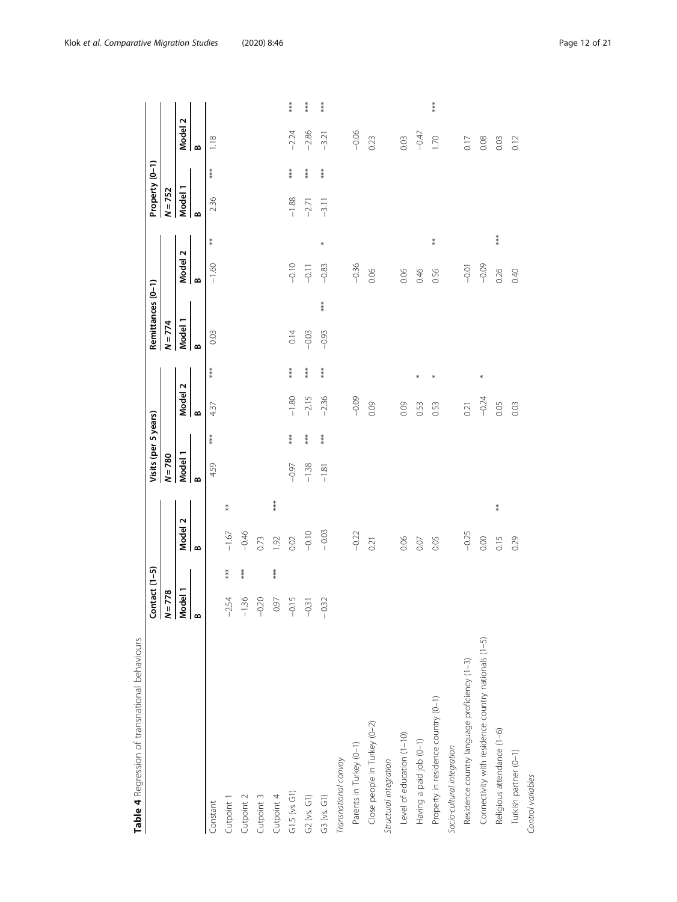**Table 4** Regression of transnational behaviours

| | Contact (1–5) | | | | Visits (per 5 years) | | | | Remittances (0–1) | | | | Property (0–1) | | | |
|---|---|---|---|---|---|---|---|---|---|---|---|---|---|---|---|---|
| | *N* = 778 | | | | *N* = 780 | | | | *N* = 774 | | | | *N* = 752 | | | |
| | Model 1 | | Model 2 | | Model 1 | | Model 2 | | Model 1 | | Model 2 | | Model 1 | | Model 2 | |
| | B | | B | | B | | B | | B | | B | | B | | B | |
| Constant | | | | | 4.59 | *** | 4.37 | *** | 0.03 | | −1.60 | ** | 2.36 | *** | 1.18 | |
| Cutpoint 1 | −2.54 | *** | −1.67 | ** | | | | | | | | | | | | |
| Cutpoint 2 | −1.36 | *** | −0.46 | | | | | | | | | | | | | |
| Cutpoint 3 | −0.20 | | 0.73 | | | | | | | | | | | | | |
| Cutpoint 4 | 0.97 | *** | 1.92 | *** | | | | | | | | | | | | |
| G1.5 (vs G1) | −0.15 | | 0.02 | | −0.97 | *** | −1.80 | *** | 0.14 | | −0.10 | | −1.88 | *** | −2.24 | *** |
| G2 (vs. G1) | −0.31 | | −0.10 | | −1.38 | *** | −2.15 | *** | −0.03 | | −0.11 | | −2.71 | *** | −2.86 | *** |
| G3 (vs. G1) | −0.32 | | −0.03 | | −1.81 | *** | −2.36 | *** | −0.93 | *** | −0.83 | * | −3.11 | *** | −3.21 | *** |
| *Transnational convoy* | | | | | | | | | | | | | | | | |
| Parents in Turkey (0–1) | | | −0.22 | | | | −0.09 | | | | −0.36 | | | | −0.06 | |
| Close people in Turkey (0–2) | | | 0.21 | | | | 0.09 | | | | 0.06 | | | | 0.23 | |
| *Structural integration* | | | | | | | | | | | | | | | | |
| Level of education (1–10) | | | 0.06 | | | | 0.09 | | | | 0.06 | | | | 0.03 | |
| Having a paid job (0–1) | | | 0.07 | | | | 0.53 | * | | | 0.46 | | | | −0.47 | |
| Property in residence country (0–1) | | | 0.05 | | | | 0.53 | * | | | 0.56 | ** | | | 1.70 | *** |
| *Socio-cultural integration* | | | | | | | | | | | | | | | | |
| Residence country language proficiency (1–3) | | | −0.25 | | | | 0.21 | | | | −0.01 | | | | 0.17 | |
| Connectivity with residence country nationals (1–5) | | | 0.00 | | | | −0.24 | * | | | −0.09 | | | | 0.08 | |
| Religious attendance (1–6) | | | 0.15 | ** | | | 0.05 | | | | 0.26 | *** | | | 0.03 | |
| Turkish partner (0–1) | | | 0.29 | | | | 0.03 | | | | 0.40 | | | | 0.12 | |
| *Control variables* | | | | | | | | | | | | | | | | |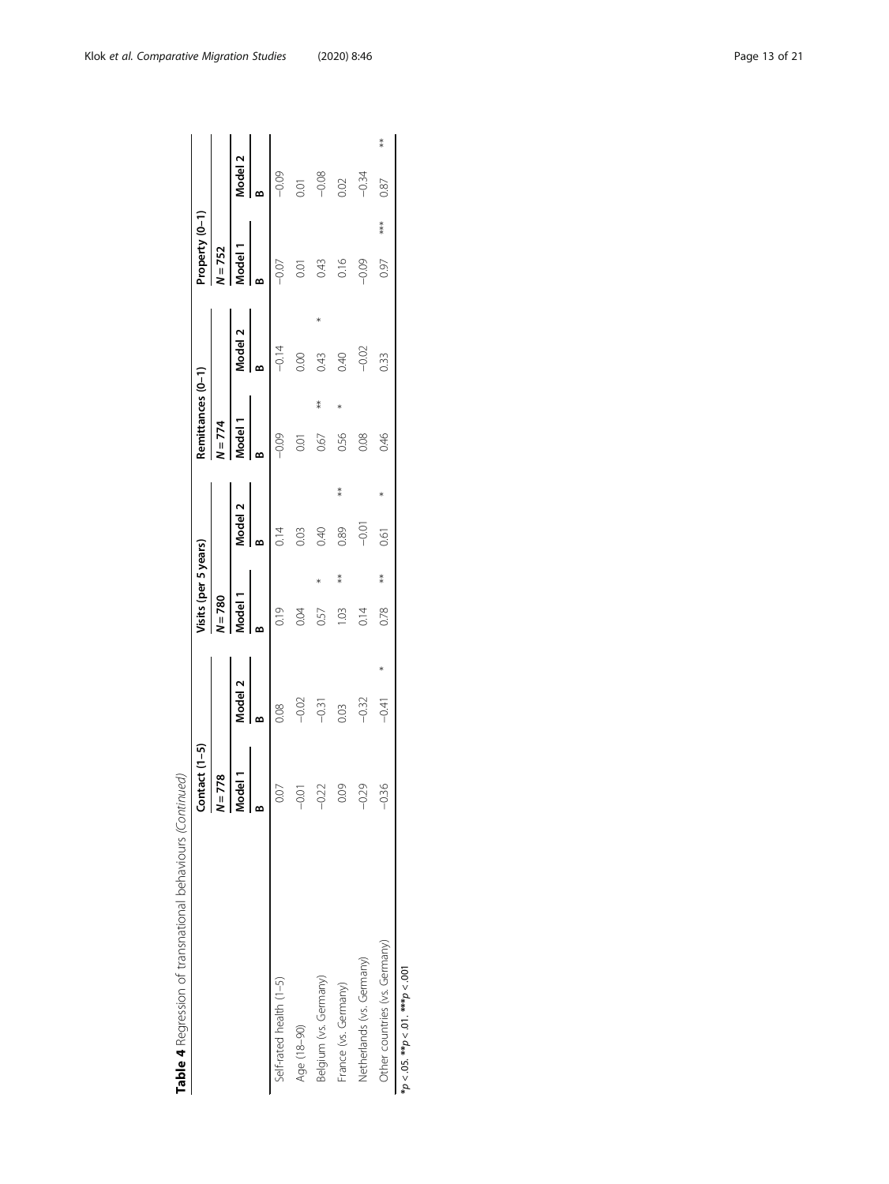**Table 4** Regression of transnational behaviours *(Continued)*

| | Contact (1–5) | | | | Visits (per 5 years) | | | | Remittances (0–1) | | | | Property (0–1) | | | |
|---|---|---|---|---|---|---|---|---|---|---|---|---|---|---|---|---|
| | *N* = 778 | | | | *N* = 780 | | | | *N* = 774 | | | | *N* = 752 | | | |
| | Model 1 | | Model 2 | | Model 1 | | Model 2 | | Model 1 | | Model 2 | | Model 1 | | Model 2 | |
| | B | | B | | B | | B | | B | | B | | B | | B | |
| Self-rated health (1–5) | 0.07 | | 0.08 | | 0.19 | | 0.14 | | −0.09 | | −0.14 | | −0.07 | | −0.09 | |
| Age (18–90) | −0.01 | | −0.02 | | 0.04 | | 0.03 | | 0.01 | | 0.00 | | 0.01 | | 0.01 | |
| Belgium (vs. Germany) | −0.22 | | −0.31 | | 0.57 | * | 0.40 | | 0.67 | ** | 0.43 | * | 0.43 | | −0.08 | |
| France (vs. Germany) | 0.09 | | 0.03 | | 1.03 | ** | 0.89 | ** | 0.56 | * | 0.40 | | 0.16 | | 0.02 | |
| Netherlands (vs. Germany) | −0.29 | | −0.32 | | 0.14 | | −0.01 | | 0.08 | | −0.02 | | −0.09 | | −0.34 | |
| Other countries (vs. Germany) | −0.36 | | −0.41 | * | 0.78 | ** | 0.61 | * | 0.46 | | 0.33 | | 0.97 | *** | 0.87 | ** |

**p* < .05. ***p* < .01. ****p* < .001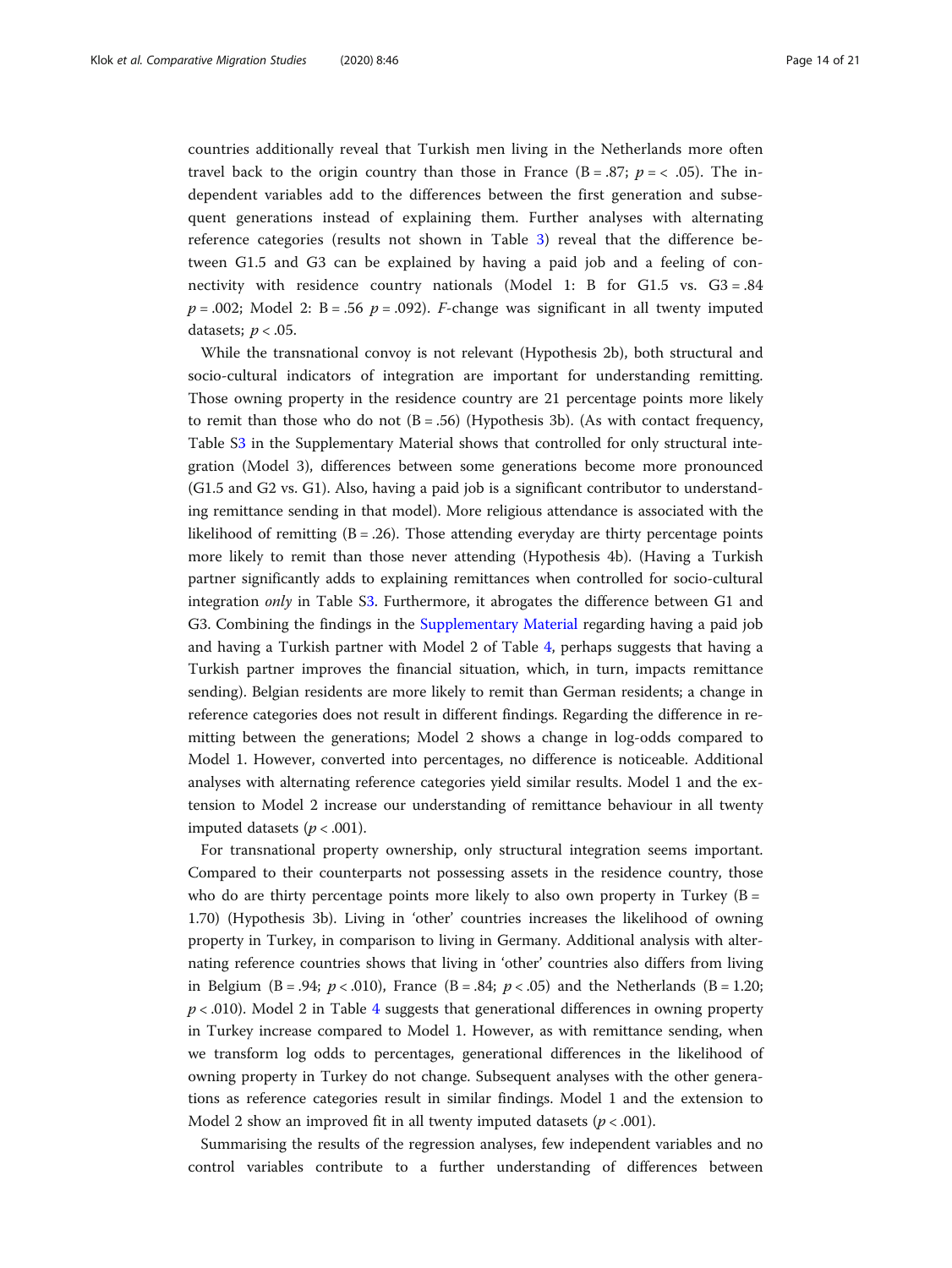countries additionally reveal that Turkish men living in the Netherlands more often travel back to the origin country than those in France (B = .87; $p = < .05$). The independent variables add to the differences between the first generation and subsequent generations instead of explaining them. Further analyses with alternating reference categories (results not shown in Table 3) reveal that the difference between G1.5 and G3 can be explained by having a paid job and a feeling of connectivity with residence country nationals (Model 1: B for G1.5 vs. G3 = .84 $p = .002$; Model 2: B = .56 $p = .092$). *F*-change was significant in all twenty imputed datasets; $p < .05$.

While the transnational convoy is not relevant (Hypothesis 2b), both structural and socio-cultural indicators of integration are important for understanding remitting. Those owning property in the residence country are 21 percentage points more likely to remit than those who do not (B = .56) (Hypothesis 3b). (As with contact frequency, Table S3 in the Supplementary Material shows that controlled for only structural integration (Model 3), differences between some generations become more pronounced (G1.5 and G2 vs. G1). Also, having a paid job is a significant contributor to understanding remittance sending in that model). More religious attendance is associated with the likelihood of remitting (B = .26). Those attending everyday are thirty percentage points more likely to remit than those never attending (Hypothesis 4b). (Having a Turkish partner significantly adds to explaining remittances when controlled for socio-cultural integration *only* in Table S3. Furthermore, it abrogates the difference between G1 and G3. Combining the findings in the Supplementary Material regarding having a paid job and having a Turkish partner with Model 2 of Table 4, perhaps suggests that having a Turkish partner improves the financial situation, which, in turn, impacts remittance sending). Belgian residents are more likely to remit than German residents; a change in reference categories does not result in different findings. Regarding the difference in remitting between the generations; Model 2 shows a change in log-odds compared to Model 1. However, converted into percentages, no difference is noticeable. Additional analyses with alternating reference categories yield similar results. Model 1 and the extension to Model 2 increase our understanding of remittance behaviour in all twenty imputed datasets ($p < .001$).

For transnational property ownership, only structural integration seems important. Compared to their counterparts not possessing assets in the residence country, those who do are thirty percentage points more likely to also own property in Turkey (B = 1.70) (Hypothesis 3b). Living in 'other' countries increases the likelihood of owning property in Turkey, in comparison to living in Germany. Additional analysis with alternating reference countries shows that living in 'other' countries also differs from living in Belgium (B = .94; $p < .010$), France (B = .84; $p < .05$) and the Netherlands (B = 1.20; $p < .010$). Model 2 in Table 4 suggests that generational differences in owning property in Turkey increase compared to Model 1. However, as with remittance sending, when we transform log odds to percentages, generational differences in the likelihood of owning property in Turkey do not change. Subsequent analyses with the other generations as reference categories result in similar findings. Model 1 and the extension to Model 2 show an improved fit in all twenty imputed datasets ($p < .001$).

Summarising the results of the regression analyses, few independent variables and no control variables contribute to a further understanding of differences between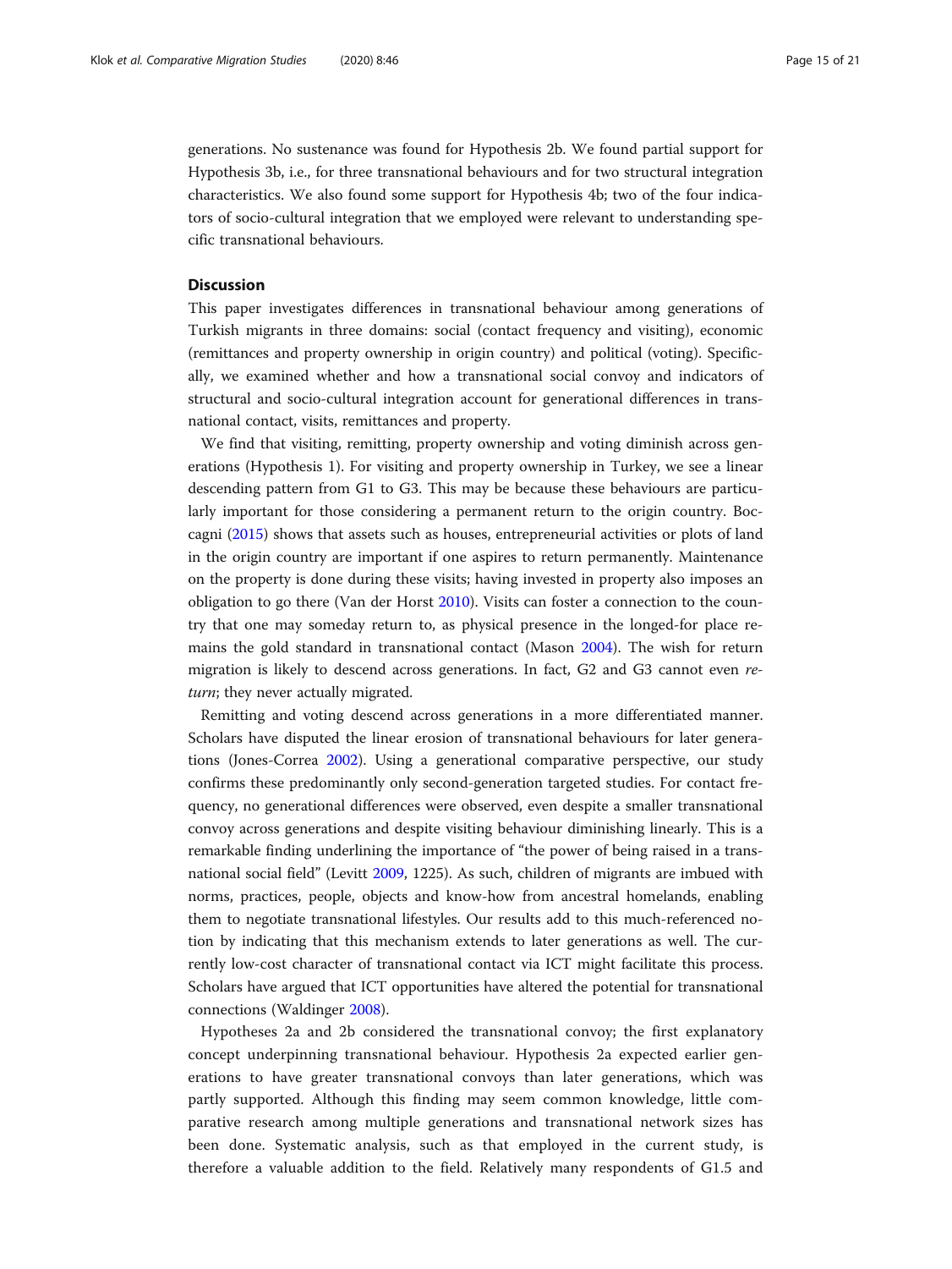generations. No sustenance was found for Hypothesis 2b. We found partial support for Hypothesis 3b, i.e., for three transnational behaviours and for two structural integration characteristics. We also found some support for Hypothesis 4b; two of the four indicators of socio-cultural integration that we employed were relevant to understanding specific transnational behaviours.

## Discussion

This paper investigates differences in transnational behaviour among generations of Turkish migrants in three domains: social (contact frequency and visiting), economic (remittances and property ownership in origin country) and political (voting). Specifically, we examined whether and how a transnational social convoy and indicators of structural and socio-cultural integration account for generational differences in transnational contact, visits, remittances and property.

We find that visiting, remitting, property ownership and voting diminish across generations (Hypothesis 1). For visiting and property ownership in Turkey, we see a linear descending pattern from G1 to G3. This may be because these behaviours are particularly important for those considering a permanent return to the origin country. Boccagni (2015) shows that assets such as houses, entrepreneurial activities or plots of land in the origin country are important if one aspires to return permanently. Maintenance on the property is done during these visits; having invested in property also imposes an obligation to go there (Van der Horst 2010). Visits can foster a connection to the country that one may someday return to, as physical presence in the longed-for place remains the gold standard in transnational contact (Mason 2004). The wish for return migration is likely to descend across generations. In fact, G2 and G3 cannot even *return*; they never actually migrated.

Remitting and voting descend across generations in a more differentiated manner. Scholars have disputed the linear erosion of transnational behaviours for later generations (Jones-Correa 2002). Using a generational comparative perspective, our study confirms these predominantly only second-generation targeted studies. For contact frequency, no generational differences were observed, even despite a smaller transnational convoy across generations and despite visiting behaviour diminishing linearly. This is a remarkable finding underlining the importance of "the power of being raised in a transnational social field" (Levitt 2009, 1225). As such, children of migrants are imbued with norms, practices, people, objects and know-how from ancestral homelands, enabling them to negotiate transnational lifestyles. Our results add to this much-referenced notion by indicating that this mechanism extends to later generations as well. The currently low-cost character of transnational contact via ICT might facilitate this process. Scholars have argued that ICT opportunities have altered the potential for transnational connections (Waldinger 2008).

Hypotheses 2a and 2b considered the transnational convoy; the first explanatory concept underpinning transnational behaviour. Hypothesis 2a expected earlier generations to have greater transnational convoys than later generations, which was partly supported. Although this finding may seem common knowledge, little comparative research among multiple generations and transnational network sizes has been done. Systematic analysis, such as that employed in the current study, is therefore a valuable addition to the field. Relatively many respondents of G1.5 and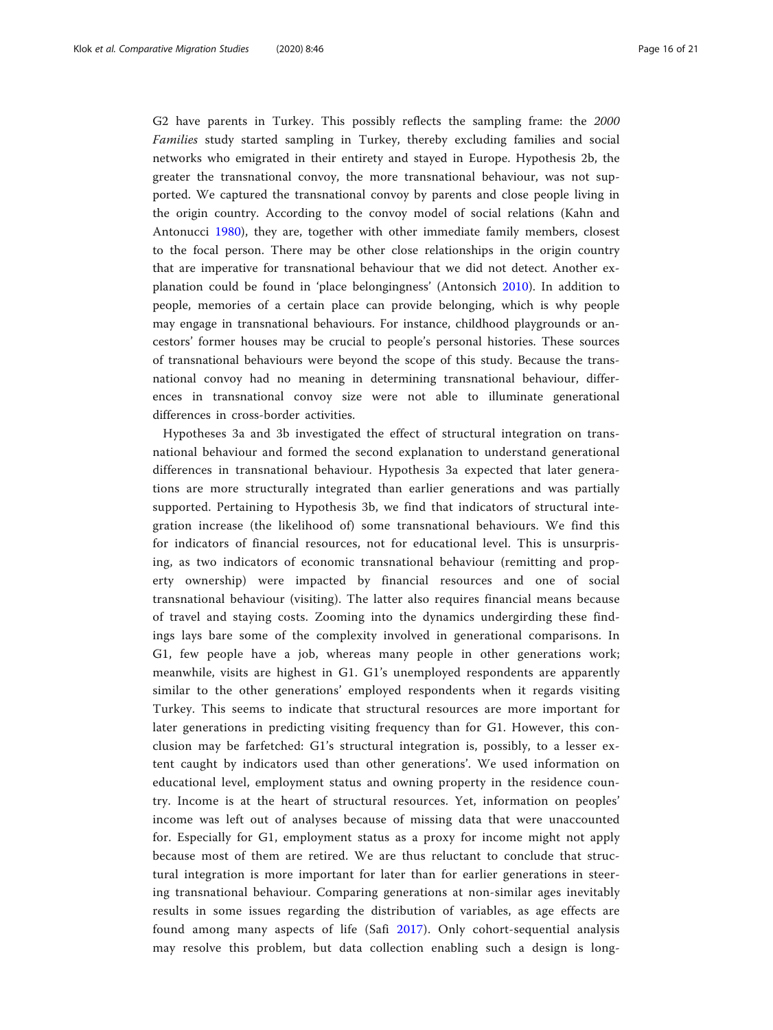G2 have parents in Turkey. This possibly reflects the sampling frame: the *2000 Families* study started sampling in Turkey, thereby excluding families and social networks who emigrated in their entirety and stayed in Europe. Hypothesis 2b, the greater the transnational convoy, the more transnational behaviour, was not supported. We captured the transnational convoy by parents and close people living in the origin country. According to the convoy model of social relations (Kahn and Antonucci 1980), they are, together with other immediate family members, closest to the focal person. There may be other close relationships in the origin country that are imperative for transnational behaviour that we did not detect. Another explanation could be found in 'place belongingness' (Antonsich 2010). In addition to people, memories of a certain place can provide belonging, which is why people may engage in transnational behaviours. For instance, childhood playgrounds or ancestors' former houses may be crucial to people's personal histories. These sources of transnational behaviours were beyond the scope of this study. Because the transnational convoy had no meaning in determining transnational behaviour, differences in transnational convoy size were not able to illuminate generational differences in cross-border activities.

Hypotheses 3a and 3b investigated the effect of structural integration on transnational behaviour and formed the second explanation to understand generational differences in transnational behaviour. Hypothesis 3a expected that later generations are more structurally integrated than earlier generations and was partially supported. Pertaining to Hypothesis 3b, we find that indicators of structural integration increase (the likelihood of) some transnational behaviours. We find this for indicators of financial resources, not for educational level. This is unsurprising, as two indicators of economic transnational behaviour (remitting and property ownership) were impacted by financial resources and one of social transnational behaviour (visiting). The latter also requires financial means because of travel and staying costs. Zooming into the dynamics undergirding these findings lays bare some of the complexity involved in generational comparisons. In G1, few people have a job, whereas many people in other generations work; meanwhile, visits are highest in G1. G1's unemployed respondents are apparently similar to the other generations' employed respondents when it regards visiting Turkey. This seems to indicate that structural resources are more important for later generations in predicting visiting frequency than for G1. However, this conclusion may be farfetched: G1's structural integration is, possibly, to a lesser extent caught by indicators used than other generations'. We used information on educational level, employment status and owning property in the residence country. Income is at the heart of structural resources. Yet, information on peoples' income was left out of analyses because of missing data that were unaccounted for. Especially for G1, employment status as a proxy for income might not apply because most of them are retired. We are thus reluctant to conclude that structural integration is more important for later than for earlier generations in steering transnational behaviour. Comparing generations at non-similar ages inevitably results in some issues regarding the distribution of variables, as age effects are found among many aspects of life (Safi 2017). Only cohort-sequential analysis may resolve this problem, but data collection enabling such a design is long-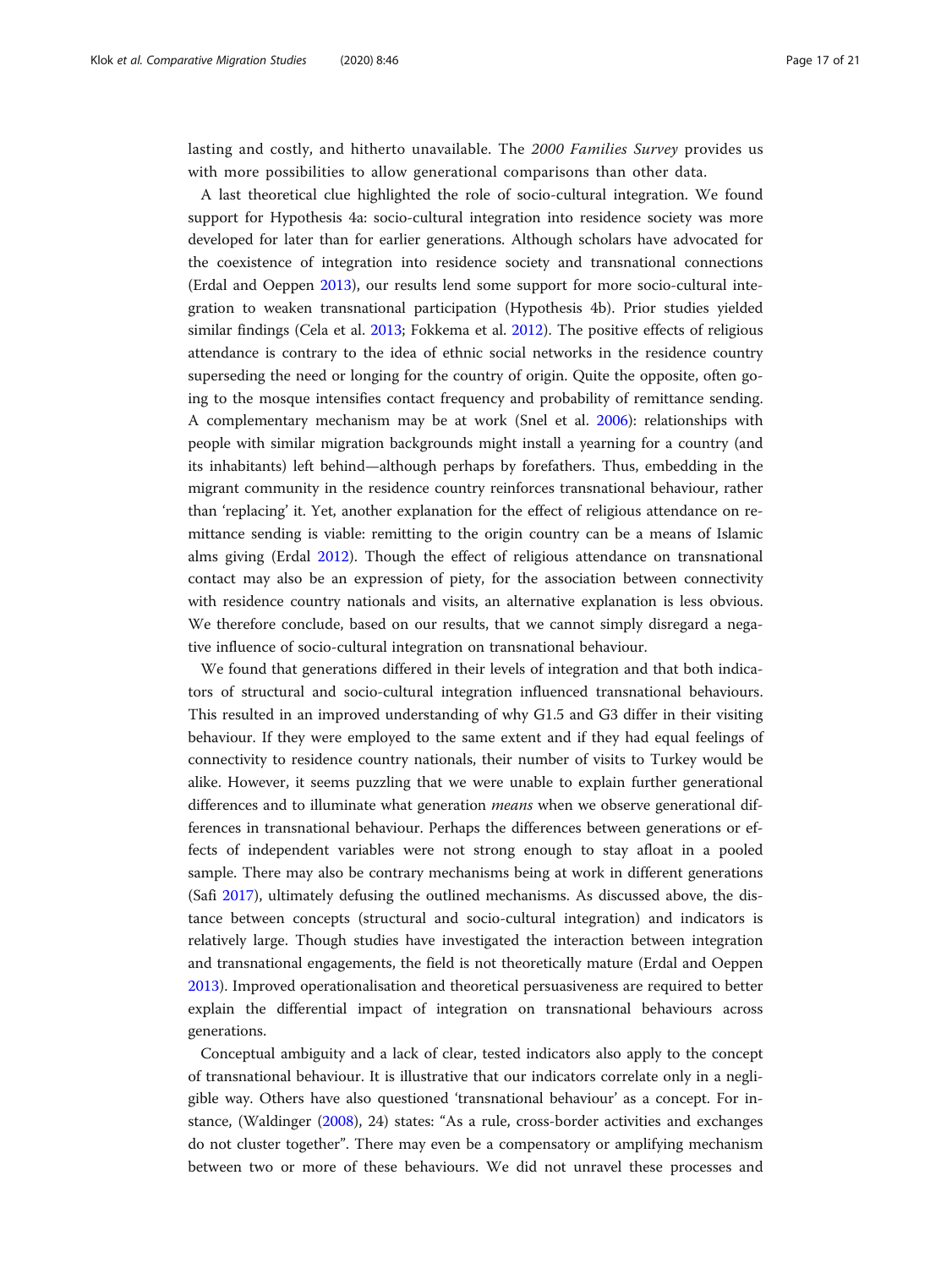lasting and costly, and hitherto unavailable. The *2000 Families Survey* provides us with more possibilities to allow generational comparisons than other data.

A last theoretical clue highlighted the role of socio-cultural integration. We found support for Hypothesis 4a: socio-cultural integration into residence society was more developed for later than for earlier generations. Although scholars have advocated for the coexistence of integration into residence society and transnational connections (Erdal and Oeppen 2013), our results lend some support for more socio-cultural integration to weaken transnational participation (Hypothesis 4b). Prior studies yielded similar findings (Cela et al. 2013; Fokkema et al. 2012). The positive effects of religious attendance is contrary to the idea of ethnic social networks in the residence country superseding the need or longing for the country of origin. Quite the opposite, often going to the mosque intensifies contact frequency and probability of remittance sending. A complementary mechanism may be at work (Snel et al. 2006): relationships with people with similar migration backgrounds might install a yearning for a country (and its inhabitants) left behind—although perhaps by forefathers. Thus, embedding in the migrant community in the residence country reinforces transnational behaviour, rather than 'replacing' it. Yet, another explanation for the effect of religious attendance on remittance sending is viable: remitting to the origin country can be a means of Islamic alms giving (Erdal 2012). Though the effect of religious attendance on transnational contact may also be an expression of piety, for the association between connectivity with residence country nationals and visits, an alternative explanation is less obvious. We therefore conclude, based on our results, that we cannot simply disregard a negative influence of socio-cultural integration on transnational behaviour.

We found that generations differed in their levels of integration and that both indicators of structural and socio-cultural integration influenced transnational behaviours. This resulted in an improved understanding of why G1.5 and G3 differ in their visiting behaviour. If they were employed to the same extent and if they had equal feelings of connectivity to residence country nationals, their number of visits to Turkey would be alike. However, it seems puzzling that we were unable to explain further generational differences and to illuminate what generation *means* when we observe generational differences in transnational behaviour. Perhaps the differences between generations or effects of independent variables were not strong enough to stay afloat in a pooled sample. There may also be contrary mechanisms being at work in different generations (Safi 2017), ultimately defusing the outlined mechanisms. As discussed above, the distance between concepts (structural and socio-cultural integration) and indicators is relatively large. Though studies have investigated the interaction between integration and transnational engagements, the field is not theoretically mature (Erdal and Oeppen 2013). Improved operationalisation and theoretical persuasiveness are required to better explain the differential impact of integration on transnational behaviours across generations.

Conceptual ambiguity and a lack of clear, tested indicators also apply to the concept of transnational behaviour. It is illustrative that our indicators correlate only in a negligible way. Others have also questioned 'transnational behaviour' as a concept. For instance, (Waldinger (2008), 24) states: "As a rule, cross-border activities and exchanges do not cluster together". There may even be a compensatory or amplifying mechanism between two or more of these behaviours. We did not unravel these processes and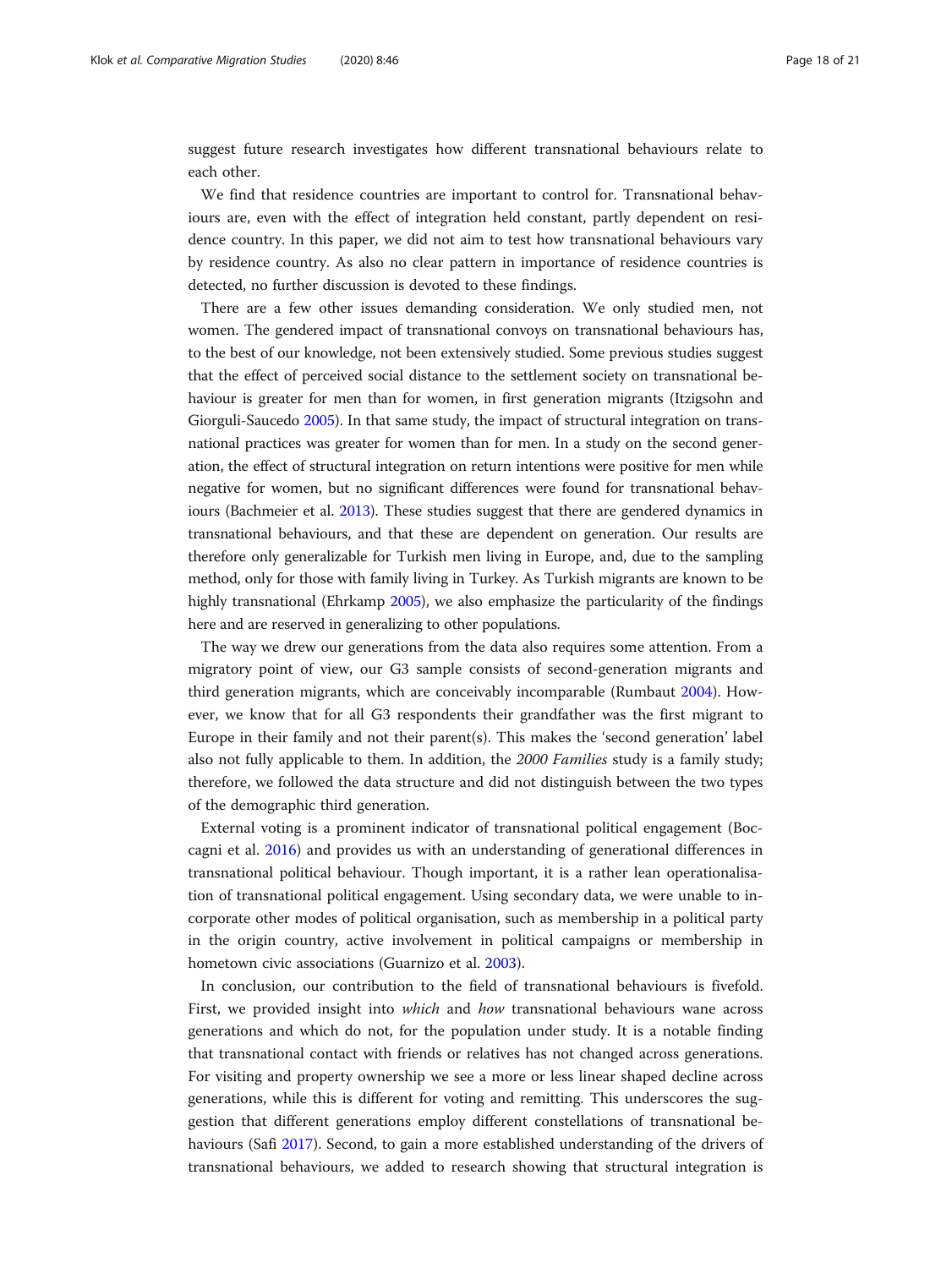suggest future research investigates how different transnational behaviours relate to each other.

We find that residence countries are important to control for. Transnational behaviours are, even with the effect of integration held constant, partly dependent on residence country. In this paper, we did not aim to test how transnational behaviours vary by residence country. As also no clear pattern in importance of residence countries is detected, no further discussion is devoted to these findings.

There are a few other issues demanding consideration. We only studied men, not women. The gendered impact of transnational convoys on transnational behaviours has, to the best of our knowledge, not been extensively studied. Some previous studies suggest that the effect of perceived social distance to the settlement society on transnational behaviour is greater for men than for women, in first generation migrants (Itzigsohn and Giorguli-Saucedo 2005). In that same study, the impact of structural integration on transnational practices was greater for women than for men. In a study on the second generation, the effect of structural integration on return intentions were positive for men while negative for women, but no significant differences were found for transnational behaviours (Bachmeier et al. 2013). These studies suggest that there are gendered dynamics in transnational behaviours, and that these are dependent on generation. Our results are therefore only generalizable for Turkish men living in Europe, and, due to the sampling method, only for those with family living in Turkey. As Turkish migrants are known to be highly transnational (Ehrkamp 2005), we also emphasize the particularity of the findings here and are reserved in generalizing to other populations.

The way we drew our generations from the data also requires some attention. From a migratory point of view, our G3 sample consists of second-generation migrants and third generation migrants, which are conceivably incomparable (Rumbaut 2004). However, we know that for all G3 respondents their grandfather was the first migrant to Europe in their family and not their parent(s). This makes the 'second generation' label also not fully applicable to them. In addition, the *2000 Families* study is a family study; therefore, we followed the data structure and did not distinguish between the two types of the demographic third generation.

External voting is a prominent indicator of transnational political engagement (Boccagni et al. 2016) and provides us with an understanding of generational differences in transnational political behaviour. Though important, it is a rather lean operationalisation of transnational political engagement. Using secondary data, we were unable to incorporate other modes of political organisation, such as membership in a political party in the origin country, active involvement in political campaigns or membership in hometown civic associations (Guarnizo et al. 2003).

In conclusion, our contribution to the field of transnational behaviours is fivefold. First, we provided insight into *which* and *how* transnational behaviours wane across generations and which do not, for the population under study. It is a notable finding that transnational contact with friends or relatives has not changed across generations. For visiting and property ownership we see a more or less linear shaped decline across generations, while this is different for voting and remitting. This underscores the suggestion that different generations employ different constellations of transnational behaviours (Safi 2017). Second, to gain a more established understanding of the drivers of transnational behaviours, we added to research showing that structural integration is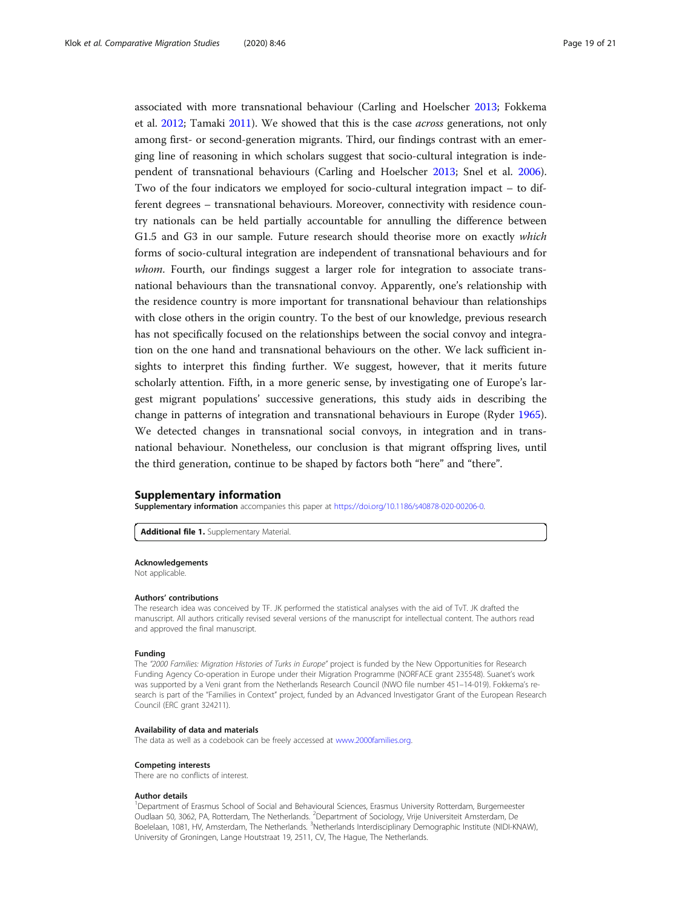associated with more transnational behaviour (Carling and Hoelscher 2013; Fokkema et al. 2012; Tamaki 2011). We showed that this is the case *across* generations, not only among first- or second-generation migrants. Third, our findings contrast with an emerging line of reasoning in which scholars suggest that socio-cultural integration is independent of transnational behaviours (Carling and Hoelscher 2013; Snel et al. 2006). Two of the four indicators we employed for socio-cultural integration impact – to different degrees – transnational behaviours. Moreover, connectivity with residence country nationals can be held partially accountable for annulling the difference between G1.5 and G3 in our sample. Future research should theorise more on exactly *which* forms of socio-cultural integration are independent of transnational behaviours and for *whom*. Fourth, our findings suggest a larger role for integration to associate transnational behaviours than the transnational convoy. Apparently, one's relationship with the residence country is more important for transnational behaviour than relationships with close others in the origin country. To the best of our knowledge, previous research has not specifically focused on the relationships between the social convoy and integration on the one hand and transnational behaviours on the other. We lack sufficient insights to interpret this finding further. We suggest, however, that it merits future scholarly attention. Fifth, in a more generic sense, by investigating one of Europe's largest migrant populations' successive generations, this study aids in describing the change in patterns of integration and transnational behaviours in Europe (Ryder 1965). We detected changes in transnational social convoys, in integration and in transnational behaviour. Nonetheless, our conclusion is that migrant offspring lives, until the third generation, continue to be shaped by factors both "here" and "there".

## Supplementary information

**Supplementary information** accompanies this paper at https://doi.org/10.1186/s40878-020-00206-0.

**Additional file 1.** Supplementary Material.

#### Acknowledgements

Not applicable.

#### Authors' contributions

The research idea was conceived by TF. JK performed the statistical analyses with the aid of TvT. JK drafted the manuscript. All authors critically revised several versions of the manuscript for intellectual content. The authors read and approved the final manuscript.

#### Funding

The *"2000 Families: Migration Histories of Turks in Europe"* project is funded by the New Opportunities for Research Funding Agency Co-operation in Europe under their Migration Programme (NORFACE grant 235548). Suanet's work was supported by a Veni grant from the Netherlands Research Council (NWO file number 451–14-019). Fokkema's research is part of the "Families in Context" project, funded by an Advanced Investigator Grant of the European Research Council (ERC grant 324211).

#### Availability of data and materials

The data as well as a codebook can be freely accessed at www.2000families.org.

#### Competing interests

There are no conflicts of interest.

#### Author details

[1]Department of Erasmus School of Social and Behavioural Sciences, Erasmus University Rotterdam, Burgemeester Oudlaan 50, 3062, PA, Rotterdam, The Netherlands. [2]Department of Sociology, Vrije Universiteit Amsterdam, De Boelelaan, 1081, HV, Amsterdam, The Netherlands. [3]Netherlands Interdisciplinary Demographic Institute (NIDI-KNAW), University of Groningen, Lange Houtstraat 19, 2511, CV, The Hague, The Netherlands.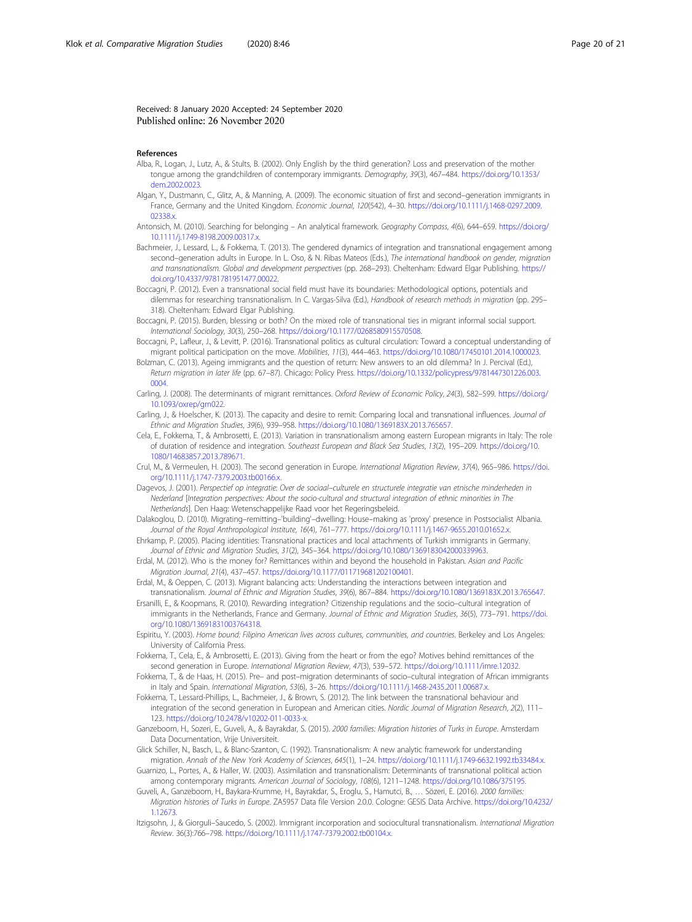Received: 8 January 2020 Accepted: 24 September 2020
Published online: 26 November 2020

#### References

Alba, R., Logan, J., Lutz, A., & Stults, B. (2002). Only English by the third generation? Loss and preservation of the mother tongue among the grandchildren of contemporary immigrants. *Demography*, *39*(3), 467–484. https://doi.org/10.1353/dem.2002.0023.

Algan, Y., Dustmann, C., Glitz, A., & Manning, A. (2009). The economic situation of first and second–generation immigrants in France, Germany and the United Kingdom. *Economic Journal*, *120*(542), 4–30. https://doi.org/10.1111/j.1468-0297.2009.02338.x.

Antonsich, M. (2010). Searching for belonging – An analytical framework. *Geography Compass*, *4*(6), 644–659. https://doi.org/10.1111/j.1749-8198.2009.00317.x.

Bachmeier, J., Lessard, L., & Fokkema, T. (2013). The gendered dynamics of integration and transnational engagement among second–generation adults in Europe. In L. Oso, & N. Ribas Mateos (Eds.), *The international handbook on gender, migration and transnationalism. Global and development perspectives* (pp. 268–293). Cheltenham: Edward Elgar Publishing. https://doi.org/10.4337/9781781951477.00022.

Boccagni, P. (2012). Even a transnational social field must have its boundaries: Methodological options, potentials and dilemmas for researching transnationalism. In C. Vargas-Silva (Ed.), *Handbook of research methods in migration* (pp. 295–318). Cheltenham: Edward Elgar Publishing.

Boccagni, P. (2015). Burden, blessing or both? On the mixed role of transnational ties in migrant informal social support. *International Sociology*, *30*(3), 250–268. https://doi.org/10.1177/0268580915570508.

Boccagni, P., Lafleur, J., & Levitt, P. (2016). Transnational politics as cultural circulation: Toward a conceptual understanding of migrant political participation on the move. *Mobilities*, *11*(3), 444–463. https://doi.org/10.1080/17450101.2014.1000023.

Bolzman, C. (2013). Ageing immigrants and the question of return: New answers to an old dilemma? In J. Percival (Ed.), *Return migration in later life* (pp. 67–87). Chicago: Policy Press. https://doi.org/10.1332/policypress/9781447301226.003.0004.

Carling, J. (2008). The determinants of migrant remittances. *Oxford Review of Economic Policy*, *24*(3), 582–599. https://doi.org/10.1093/oxrep/grn022.

Carling, J., & Hoelscher, K. (2013). The capacity and desire to remit: Comparing local and transnational influences. *Journal of Ethnic and Migration Studies*, *39*(6), 939–958. https://doi.org/10.1080/1369183X.2013.765657.

Cela, E., Fokkema, T., & Ambrosetti, E. (2013). Variation in transnationalism among eastern European migrants in Italy: The role of duration of residence and integration. *Southeast European and Black Sea Studies*, *13*(2), 195–209. https://doi.org/10.1080/14683857.2013.789671.

Crul, M., & Vermeulen, H. (2003). The second generation in Europe. *International Migration Review*, *37*(4), 965–986. https://doi.org/10.1111/j.1747-7379.2003.tb00166.x.

Dagevos, J. (2001). *Perspectief op integratie: Over de sociaal–culturele en structurele integratie van etnische minderheden in Nederland* [*Integration perspectives: About the socio-cultural and structural integration of ethnic minorities in The Netherlands*]. Den Haag: Wetenschappelijke Raad voor het Regeringsbeleid.

Dalakoglou, D. (2010). Migrating–remitting–'building'–dwelling: House–making as 'proxy' presence in Postsocialist Albania. *Journal of the Royal Anthropological Institute*, *16*(4), 761–777. https://doi.org/10.1111/j.1467-9655.2010.01652.x.

Ehrkamp, P. (2005). Placing identities: Transnational practices and local attachments of Turkish immigrants in Germany. *Journal of Ethnic and Migration Studies*, *31*(2), 345–364. https://doi.org/10.1080/1369183042000339963.

Erdal, M. (2012). Who is the money for? Remittances within and beyond the household in Pakistan. *Asian and Pacific Migration Journal*, *21*(4), 437–457. https://doi.org/10.1177/011719681202100401.

Erdal, M., & Oeppen, C. (2013). Migrant balancing acts: Understanding the interactions between integration and transnationalism. *Journal of Ethnic and Migration Studies*, *39*(6), 867–884. https://doi.org/10.1080/1369183X.2013.765647.

Ersanilli, E., & Koopmans, R. (2010). Rewarding integration? Citizenship regulations and the socio–cultural integration of immigrants in the Netherlands, France and Germany. *Journal of Ethnic and Migration Studies*, *36*(5), 773–791. https://doi.org/10.1080/13691831003764318.

Espiritu, Y. (2003). *Home bound: Filipino American lives across cultures, communities, and countries*. Berkeley and Los Angeles: University of California Press.

Fokkema, T., Cela, E., & Ambrosetti, E. (2013). Giving from the heart or from the ego? Motives behind remittances of the second generation in Europe. *International Migration Review*, *47*(3), 539–572. https://doi.org/10.1111/imre.12032.

Fokkema, T., & de Haas, H. (2015). Pre– and post–migration determinants of socio–cultural integration of African immigrants in Italy and Spain. *International Migration*, *53*(6), 3–26. https://doi.org/10.1111/j.1468-2435.2011.00687.x.

Fokkema, T., Lessard-Phillips, L., Bachmeier, J., & Brown, S. (2012). The link between the transnational behaviour and integration of the second generation in European and American cities. *Nordic Journal of Migration Research*, *2*(2), 111–123. https://doi.org/10.2478/v10202-011-0033-x.

Ganzeboom, H., Sozeri, E., Guveli, A., & Bayrakdar, S. (2015). *2000 families: Migration histories of Turks in Europe*. Amsterdam Data Documentation, Vrije Universiteit.

Glick Schiller, N., Basch, L., & Blanc-Szanton, C. (1992). Transnationalism: A new analytic framework for understanding migration. *Annals of the New York Academy of Sciences*, *645*(1), 1–24. https://doi.org/10.1111/j.1749-6632.1992.tb33484.x.

Guarnizo, L., Portes, A., & Haller, W. (2003). Assimilation and transnationalism: Determinants of transnational political action among contemporary migrants. *American Journal of Sociology*, *108*(6), 1211–1248. https://doi.org/10.1086/375195.

Guveli, A., Ganzeboom, H., Baykara-Krumme, H., Bayrakdar, S., Eroglu, S., Hamutci, B., … Sözeri, E. (2016). *2000 families: Migration histories of Turks in Europe*. ZA5957 Data file Version 2.0.0. Cologne: GESIS Data Archive. https://doi.org/10.4232/1.12673.

Itzigsohn, J., & Giorguli–Saucedo, S. (2002). Immigrant incorporation and sociocultural transnationalism. *International Migration Review*. 36(3):766–798. https://doi.org/10.1111/j.1747-7379.2002.tb00104.x.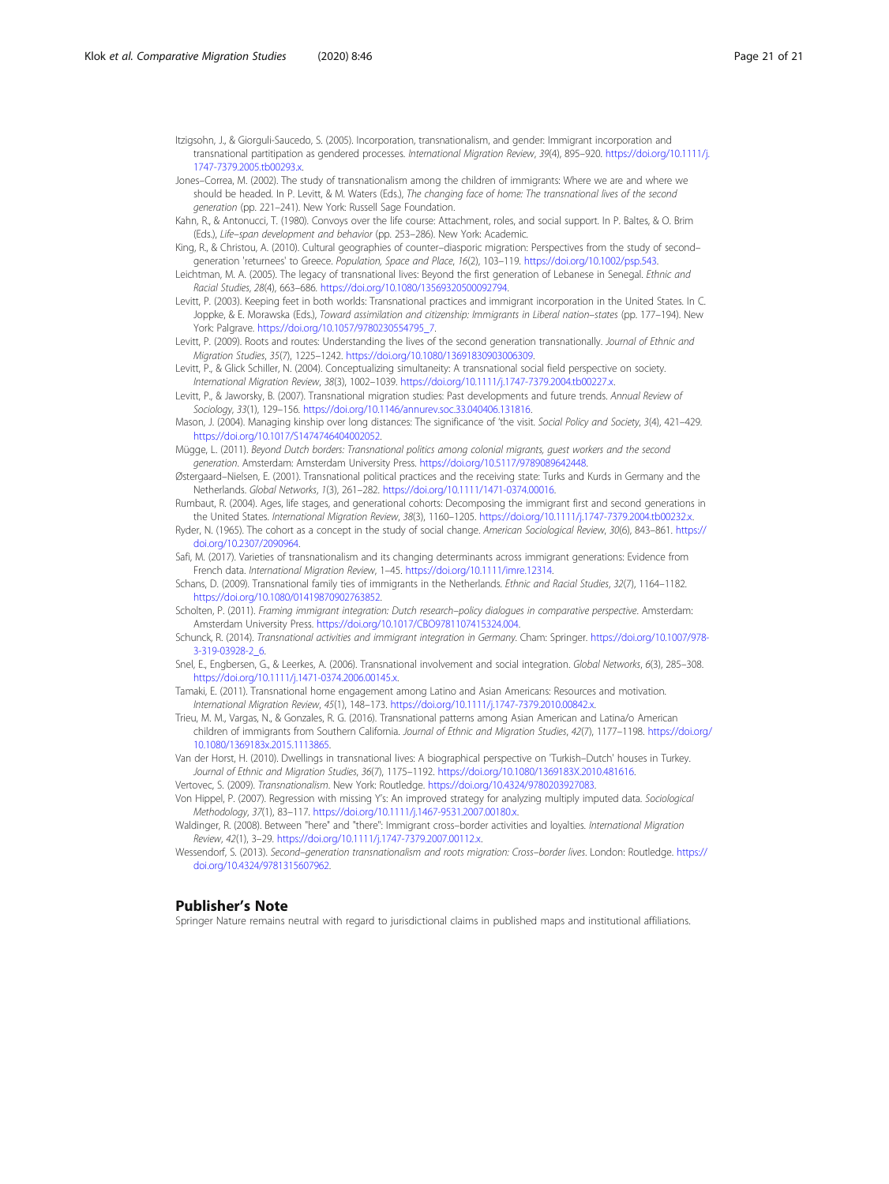Itzigsohn, J., & Giorguli-Saucedo, S. (2005). Incorporation, transnationalism, and gender: Immigrant incorporation and transnational partitipation as gendered processes. *International Migration Review*, *39*(4), 895–920. https://doi.org/10.1111/j.1747-7379.2005.tb00293.x.

Jones–Correa, M. (2002). The study of transnationalism among the children of immigrants: Where we are and where we should be headed. In P. Levitt, & M. Waters (Eds.), *The changing face of home: The transnational lives of the second generation* (pp. 221–241). New York: Russell Sage Foundation.

Kahn, R., & Antonucci, T. (1980). Convoys over the life course: Attachment, roles, and social support. In P. Baltes, & O. Brim (Eds.), *Life–span development and behavior* (pp. 253–286). New York: Academic.

King, R., & Christou, A. (2010). Cultural geographies of counter–diasporic migration: Perspectives from the study of second–generation 'returnees' to Greece. *Population, Space and Place*, *16*(2), 103–119. https://doi.org/10.1002/psp.543.

Leichtman, M. A. (2005). The legacy of transnational lives: Beyond the first generation of Lebanese in Senegal. *Ethnic and Racial Studies*, *28*(4), 663–686. https://doi.org/10.1080/13569320500092794.

Levitt, P. (2003). Keeping feet in both worlds: Transnational practices and immigrant incorporation in the United States. In C. Joppke, & E. Morawska (Eds.), *Toward assimilation and citizenship: Immigrants in Liberal nation–states* (pp. 177–194). New York: Palgrave. https://doi.org/10.1057/9780230554795_7.

Levitt, P. (2009). Roots and routes: Understanding the lives of the second generation transnationally. *Journal of Ethnic and Migration Studies*, *35*(7), 1225–1242. https://doi.org/10.1080/13691830903006309.

Levitt, P., & Glick Schiller, N. (2004). Conceptualizing simultaneity: A transnational social field perspective on society. *International Migration Review*, *38*(3), 1002–1039. https://doi.org/10.1111/j.1747-7379.2004.tb00227.x.

Levitt, P., & Jaworsky, B. (2007). Transnational migration studies: Past developments and future trends. *Annual Review of Sociology*, *33*(1), 129–156. https://doi.org/10.1146/annurev.soc.33.040406.131816.

Mason, J. (2004). Managing kinship over long distances: The significance of 'the visit. *Social Policy and Society*, *3*(4), 421–429. https://doi.org/10.1017/S1474746404002052.

Mügge, L. (2011). *Beyond Dutch borders: Transnational politics among colonial migrants, guest workers and the second generation*. Amsterdam: Amsterdam University Press. https://doi.org/10.5117/9789089642448.

Østergaard–Nielsen, E. (2001). Transnational political practices and the receiving state: Turks and Kurds in Germany and the Netherlands. *Global Networks*, *1*(3), 261–282. https://doi.org/10.1111/1471-0374.00016.

Rumbaut, R. (2004). Ages, life stages, and generational cohorts: Decomposing the immigrant first and second generations in the United States. *International Migration Review*, *38*(3), 1160–1205. https://doi.org/10.1111/j.1747-7379.2004.tb00232.x.

Ryder, N. (1965). The cohort as a concept in the study of social change. *American Sociological Review*, *30*(6), 843–861. https://doi.org/10.2307/2090964.

Safi, M. (2017). Varieties of transnationalism and its changing determinants across immigrant generations: Evidence from French data. *International Migration Review*, 1–45. https://doi.org/10.1111/imre.12314.

Schans, D. (2009). Transnational family ties of immigrants in the Netherlands. *Ethnic and Racial Studies*, *32*(7), 1164–1182. https://doi.org/10.1080/01419870902763852.

Scholten, P. (2011). *Framing immigrant integration: Dutch research–policy dialogues in comparative perspective*. Amsterdam: Amsterdam University Press. https://doi.org/10.1017/CBO9781107415324.004.

Schunck, R. (2014). *Transnational activities and immigrant integration in Germany*. Cham: Springer. https://doi.org/10.1007/978-3-319-03928-2_6.

Snel, E., Engbersen, G., & Leerkes, A. (2006). Transnational involvement and social integration. *Global Networks*, *6*(3), 285–308. https://doi.org/10.1111/j.1471-0374.2006.00145.x.

Tamaki, E. (2011). Transnational home engagement among Latino and Asian Americans: Resources and motivation. *International Migration Review*, *45*(1), 148–173. https://doi.org/10.1111/j.1747-7379.2010.00842.x.

Trieu, M. M., Vargas, N., & Gonzales, R. G. (2016). Transnational patterns among Asian American and Latina/o American children of immigrants from Southern California. *Journal of Ethnic and Migration Studies*, *42*(7), 1177–1198. https://doi.org/10.1080/1369183x.2015.1113865.

Van der Horst, H. (2010). Dwellings in transnational lives: A biographical perspective on 'Turkish–Dutch' houses in Turkey. *Journal of Ethnic and Migration Studies*, *36*(7), 1175–1192. https://doi.org/10.1080/1369183X.2010.481616.

Vertovec, S. (2009). *Transnationalism*. New York: Routledge. https://doi.org/10.4324/9780203927083.

Von Hippel, P. (2007). Regression with missing Y's: An improved strategy for analyzing multiply imputed data. *Sociological Methodology*, *37*(1), 83–117. https://doi.org/10.1111/j.1467-9531.2007.00180.x.

Waldinger, R. (2008). Between "here" and "there": Immigrant cross–border activities and loyalties. *International Migration Review*, *42*(1), 3–29. https://doi.org/10.1111/j.1747-7379.2007.00112.x.

Wessendorf, S. (2013). *Second–generation transnationalism and roots migration: Cross–border lives*. London: Routledge. https://doi.org/10.4324/9781315607962.

## Publisher's Note

Springer Nature remains neutral with regard to jurisdictional claims in published maps and institutional affiliations.